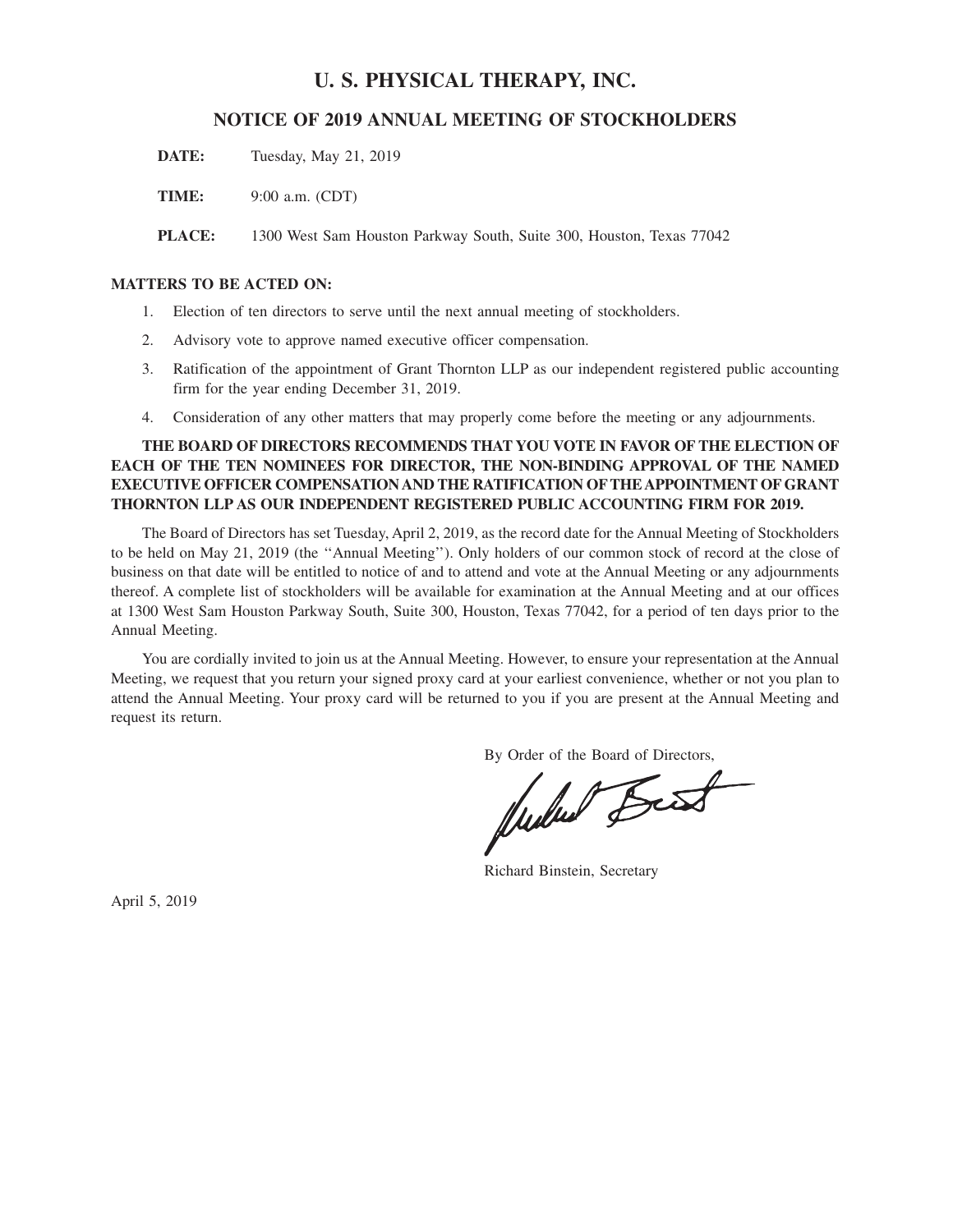# U. S. PHYSICAL THERAPY, INC.

## NOTICE OF 2019 ANNUAL MEETING OF STOCKHOLDERS

**DATE:** Tuesday, May 21, 2019

**TIME:** 9:00 a.m. (CDT)

**PLACE:** 1300 West Sam Houston Parkway South, Suite 300, Houston, Texas 77042

**MATTERS TO BE ACTED ON:**

1. Election of ten directors to serve until the next annual meeting of stockholders.
2. Advisory vote to approve named executive officer compensation.
3. Ratification of the appointment of Grant Thornton LLP as our independent registered public accounting firm for the year ending December 31, 2019.
4. Consideration of any other matters that may properly come before the meeting or any adjournments.

**THE BOARD OF DIRECTORS RECOMMENDS THAT YOU VOTE IN FAVOR OF THE ELECTION OF EACH OF THE TEN NOMINEES FOR DIRECTOR, THE NON-BINDING APPROVAL OF THE NAMED EXECUTIVE OFFICER COMPENSATION AND THE RATIFICATION OF THE APPOINTMENT OF GRANT THORNTON LLP AS OUR INDEPENDENT REGISTERED PUBLIC ACCOUNTING FIRM FOR 2019.**

The Board of Directors has set Tuesday, April 2, 2019, as the record date for the Annual Meeting of Stockholders to be held on May 21, 2019 (the ''Annual Meeting''). Only holders of our common stock of record at the close of business on that date will be entitled to notice of and to attend and vote at the Annual Meeting or any adjournments thereof. A complete list of stockholders will be available for examination at the Annual Meeting and at our offices at 1300 West Sam Houston Parkway South, Suite 300, Houston, Texas 77042, for a period of ten days prior to the Annual Meeting.

You are cordially invited to join us at the Annual Meeting. However, to ensure your representation at the Annual Meeting, we request that you return your signed proxy card at your earliest convenience, whether or not you plan to attend the Annual Meeting. Your proxy card will be returned to you if you are present at the Annual Meeting and request its return.

By Order of the Board of Directors,

Richard Binstein, Secretary

April 5, 2019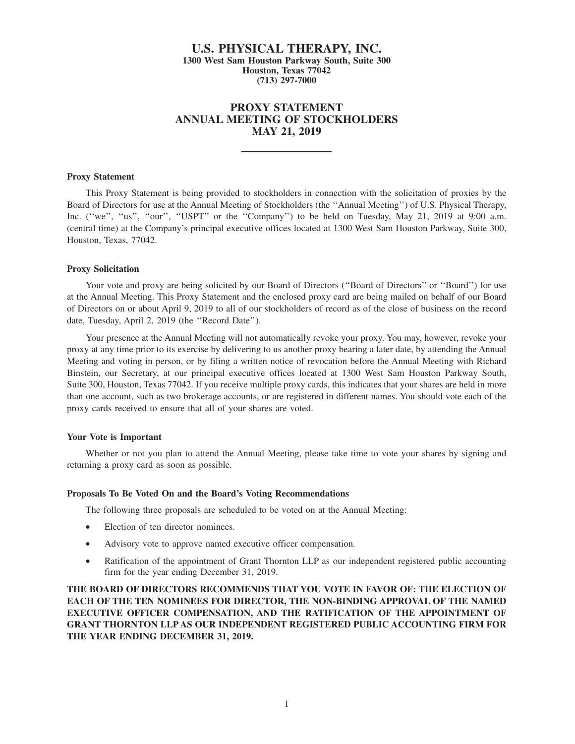# U.S. PHYSICAL THERAPY, INC.

**1300 West Sam Houston Parkway South, Suite 300**
**Houston, Texas 77042**
**(713) 297-7000**

## PROXY STATEMENT
## ANNUAL MEETING OF STOCKHOLDERS
## MAY 21, 2019

---

### Proxy Statement

This Proxy Statement is being provided to stockholders in connection with the solicitation of proxies by the Board of Directors for use at the Annual Meeting of Stockholders (the ''Annual Meeting'') of U.S. Physical Therapy, Inc. (''we'', ''us'', ''our'', ''USPT'' or the ''Company'') to be held on Tuesday, May 21, 2019 at 9:00 a.m. (central time) at the Company's principal executive offices located at 1300 West Sam Houston Parkway, Suite 300, Houston, Texas, 77042.

### Proxy Solicitation

Your vote and proxy are being solicited by our Board of Directors (''Board of Directors'' or ''Board'') for use at the Annual Meeting. This Proxy Statement and the enclosed proxy card are being mailed on behalf of our Board of Directors on or about April 9, 2019 to all of our stockholders of record as of the close of business on the record date, Tuesday, April 2, 2019 (the ''Record Date'').

Your presence at the Annual Meeting will not automatically revoke your proxy. You may, however, revoke your proxy at any time prior to its exercise by delivering to us another proxy bearing a later date, by attending the Annual Meeting and voting in person, or by filing a written notice of revocation before the Annual Meeting with Richard Binstein, our Secretary, at our principal executive offices located at 1300 West Sam Houston Parkway South, Suite 300, Houston, Texas 77042. If you receive multiple proxy cards, this indicates that your shares are held in more than one account, such as two brokerage accounts, or are registered in different names. You should vote each of the proxy cards received to ensure that all of your shares are voted.

### Your Vote is Important

Whether or not you plan to attend the Annual Meeting, please take time to vote your shares by signing and returning a proxy card as soon as possible.

### Proposals To Be Voted On and the Board's Voting Recommendations

The following three proposals are scheduled to be voted on at the Annual Meeting:

- Election of ten director nominees.
- Advisory vote to approve named executive officer compensation.
- Ratification of the appointment of Grant Thornton LLP as our independent registered public accounting firm for the year ending December 31, 2019.

**THE BOARD OF DIRECTORS RECOMMENDS THAT YOU VOTE IN FAVOR OF: THE ELECTION OF EACH OF THE TEN NOMINEES FOR DIRECTOR, THE NON-BINDING APPROVAL OF THE NAMED EXECUTIVE OFFICER COMPENSATION, AND THE RATIFICATION OF THE APPOINTMENT OF GRANT THORNTON LLP AS OUR INDEPENDENT REGISTERED PUBLIC ACCOUNTING FIRM FOR THE YEAR ENDING DECEMBER 31, 2019.**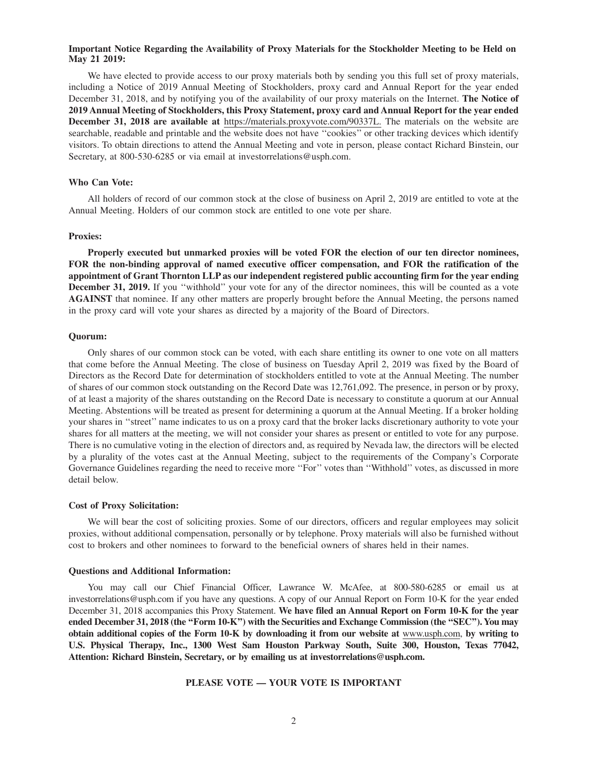**Important Notice Regarding the Availability of Proxy Materials for the Stockholder Meeting to be Held on May 21 2019:**

We have elected to provide access to our proxy materials both by sending you this full set of proxy materials, including a Notice of 2019 Annual Meeting of Stockholders, proxy card and Annual Report for the year ended December 31, 2018, and by notifying you of the availability of our proxy materials on the Internet. **The Notice of 2019 Annual Meeting of Stockholders, this Proxy Statement, proxy card and Annual Report for the year ended December 31, 2018 are available at** https://materials.proxyvote.com/90337L. The materials on the website are searchable, readable and printable and the website does not have ''cookies'' or other tracking devices which identify visitors. To obtain directions to attend the Annual Meeting and vote in person, please contact Richard Binstein, our Secretary, at 800-530-6285 or via email at investorrelations@usph.com.

**Who Can Vote:**

All holders of record of our common stock at the close of business on April 2, 2019 are entitled to vote at the Annual Meeting. Holders of our common stock are entitled to one vote per share.

**Proxies:**

**Properly executed but unmarked proxies will be voted FOR the election of our ten director nominees, FOR the non-binding approval of named executive officer compensation, and FOR the ratification of the appointment of Grant Thornton LLP as our independent registered public accounting firm for the year ending December 31, 2019.** If you ''withhold'' your vote for any of the director nominees, this will be counted as a vote **AGAINST** that nominee. If any other matters are properly brought before the Annual Meeting, the persons named in the proxy card will vote your shares as directed by a majority of the Board of Directors.

**Quorum:**

Only shares of our common stock can be voted, with each share entitling its owner to one vote on all matters that come before the Annual Meeting. The close of business on Tuesday April 2, 2019 was fixed by the Board of Directors as the Record Date for determination of stockholders entitled to vote at the Annual Meeting. The number of shares of our common stock outstanding on the Record Date was 12,761,092. The presence, in person or by proxy, of at least a majority of the shares outstanding on the Record Date is necessary to constitute a quorum at our Annual Meeting. Abstentions will be treated as present for determining a quorum at the Annual Meeting. If a broker holding your shares in ''street'' name indicates to us on a proxy card that the broker lacks discretionary authority to vote your shares for all matters at the meeting, we will not consider your shares as present or entitled to vote for any purpose. There is no cumulative voting in the election of directors and, as required by Nevada law, the directors will be elected by a plurality of the votes cast at the Annual Meeting, subject to the requirements of the Company's Corporate Governance Guidelines regarding the need to receive more ''For'' votes than ''Withhold'' votes, as discussed in more detail below.

**Cost of Proxy Solicitation:**

We will bear the cost of soliciting proxies. Some of our directors, officers and regular employees may solicit proxies, without additional compensation, personally or by telephone. Proxy materials will also be furnished without cost to brokers and other nominees to forward to the beneficial owners of shares held in their names.

**Questions and Additional Information:**

You may call our Chief Financial Officer, Lawrance W. McAfee, at 800-580-6285 or email us at investorrelations@usph.com if you have any questions. A copy of our Annual Report on Form 10-K for the year ended December 31, 2018 accompanies this Proxy Statement. **We have filed an Annual Report on Form 10-K for the year ended December 31, 2018 (the "Form 10-K") with the Securities and Exchange Commission (the "SEC"). You may obtain additional copies of the Form 10-K by downloading it from our website at** www.usph.com, **by writing to U.S. Physical Therapy, Inc., 1300 West Sam Houston Parkway South, Suite 300, Houston, Texas 77042, Attention: Richard Binstein, Secretary, or by emailing us at investorrelations@usph.com.**

**PLEASE VOTE — YOUR VOTE IS IMPORTANT**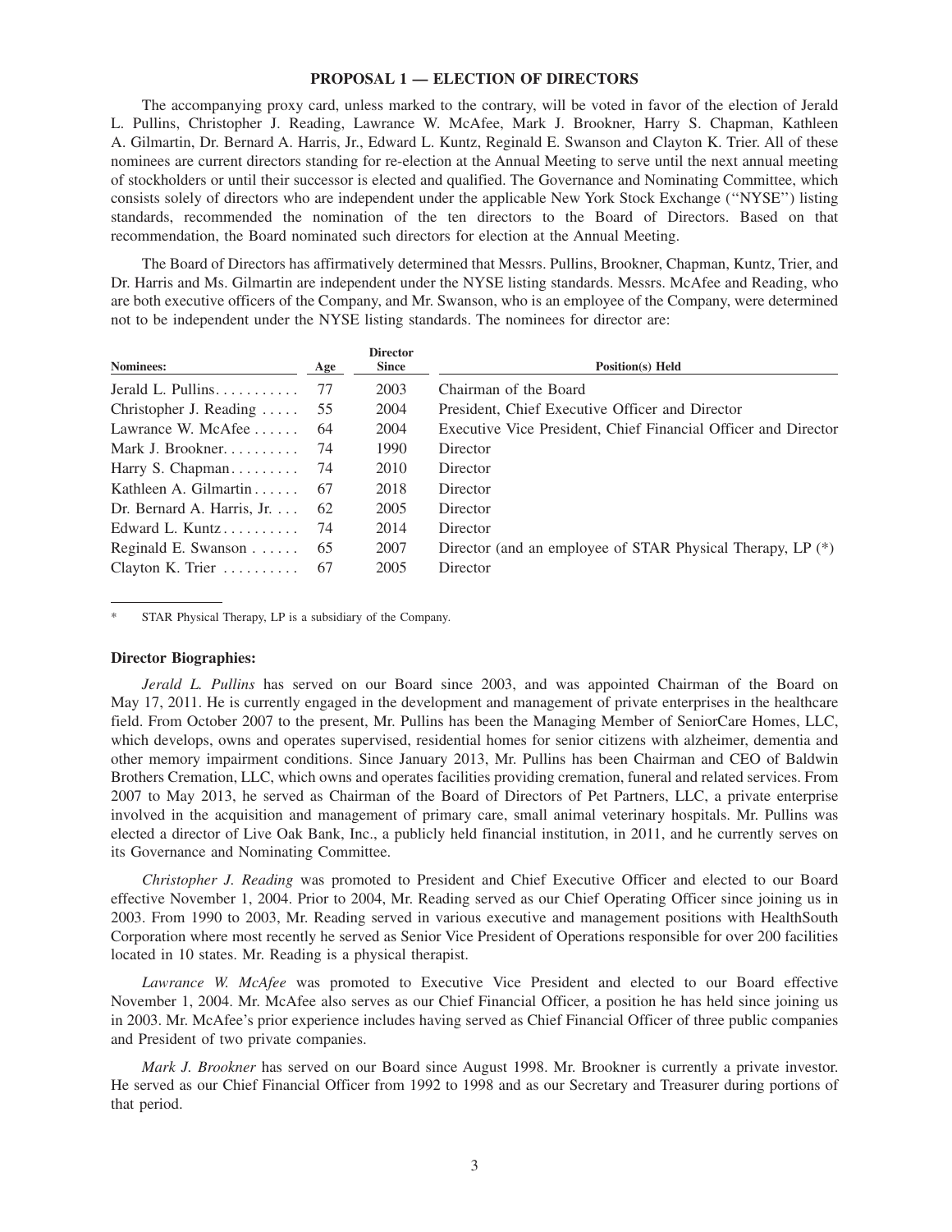### PROPOSAL 1 — ELECTION OF DIRECTORS

The accompanying proxy card, unless marked to the contrary, will be voted in favor of the election of Jerald L. Pullins, Christopher J. Reading, Lawrance W. McAfee, Mark J. Brookner, Harry S. Chapman, Kathleen A. Gilmartin, Dr. Bernard A. Harris, Jr., Edward L. Kuntz, Reginald E. Swanson and Clayton K. Trier. All of these nominees are current directors standing for re-election at the Annual Meeting to serve until the next annual meeting of stockholders or until their successor is elected and qualified. The Governance and Nominating Committee, which consists solely of directors who are independent under the applicable New York Stock Exchange (''NYSE'') listing standards, recommended the nomination of the ten directors to the Board of Directors. Based on that recommendation, the Board nominated such directors for election at the Annual Meeting.

The Board of Directors has affirmatively determined that Messrs. Pullins, Brookner, Chapman, Kuntz, Trier, and Dr. Harris and Ms. Gilmartin are independent under the NYSE listing standards. Messrs. McAfee and Reading, who are both executive officers of the Company, and Mr. Swanson, who is an employee of the Company, were determined not to be independent under the NYSE listing standards. The nominees for director are:

| Nominees: | Age | Director Since | Position(s) Held |
|---|---|---|---|
| Jerald L. Pullins | 77 | 2003 | Chairman of the Board |
| Christopher J. Reading | 55 | 2004 | President, Chief Executive Officer and Director |
| Lawrance W. McAfee | 64 | 2004 | Executive Vice President, Chief Financial Officer and Director |
| Mark J. Brookner | 74 | 1990 | Director |
| Harry S. Chapman | 74 | 2010 | Director |
| Kathleen A. Gilmartin | 67 | 2018 | Director |
| Dr. Bernard A. Harris, Jr. | 62 | 2005 | Director |
| Edward L. Kuntz | 74 | 2014 | Director |
| Reginald E. Swanson | 65 | 2007 | Director (and an employee of STAR Physical Therapy, LP (*) |
| Clayton K. Trier | 67 | 2005 | Director |

\* STAR Physical Therapy, LP is a subsidiary of the Company.

**Director Biographies:**

*Jerald L. Pullins* has served on our Board since 2003, and was appointed Chairman of the Board on May 17, 2011. He is currently engaged in the development and management of private enterprises in the healthcare field. From October 2007 to the present, Mr. Pullins has been the Managing Member of SeniorCare Homes, LLC, which develops, owns and operates supervised, residential homes for senior citizens with alzheimer, dementia and other memory impairment conditions. Since January 2013, Mr. Pullins has been Chairman and CEO of Baldwin Brothers Cremation, LLC, which owns and operates facilities providing cremation, funeral and related services. From 2007 to May 2013, he served as Chairman of the Board of Directors of Pet Partners, LLC, a private enterprise involved in the acquisition and management of primary care, small animal veterinary hospitals. Mr. Pullins was elected a director of Live Oak Bank, Inc., a publicly held financial institution, in 2011, and he currently serves on its Governance and Nominating Committee.

*Christopher J. Reading* was promoted to President and Chief Executive Officer and elected to our Board effective November 1, 2004. Prior to 2004, Mr. Reading served as our Chief Operating Officer since joining us in 2003. From 1990 to 2003, Mr. Reading served in various executive and management positions with HealthSouth Corporation where most recently he served as Senior Vice President of Operations responsible for over 200 facilities located in 10 states. Mr. Reading is a physical therapist.

*Lawrance W. McAfee* was promoted to Executive Vice President and elected to our Board effective November 1, 2004. Mr. McAfee also serves as our Chief Financial Officer, a position he has held since joining us in 2003. Mr. McAfee's prior experience includes having served as Chief Financial Officer of three public companies and President of two private companies.

*Mark J. Brookner* has served on our Board since August 1998. Mr. Brookner is currently a private investor. He served as our Chief Financial Officer from 1992 to 1998 and as our Secretary and Treasurer during portions of that period.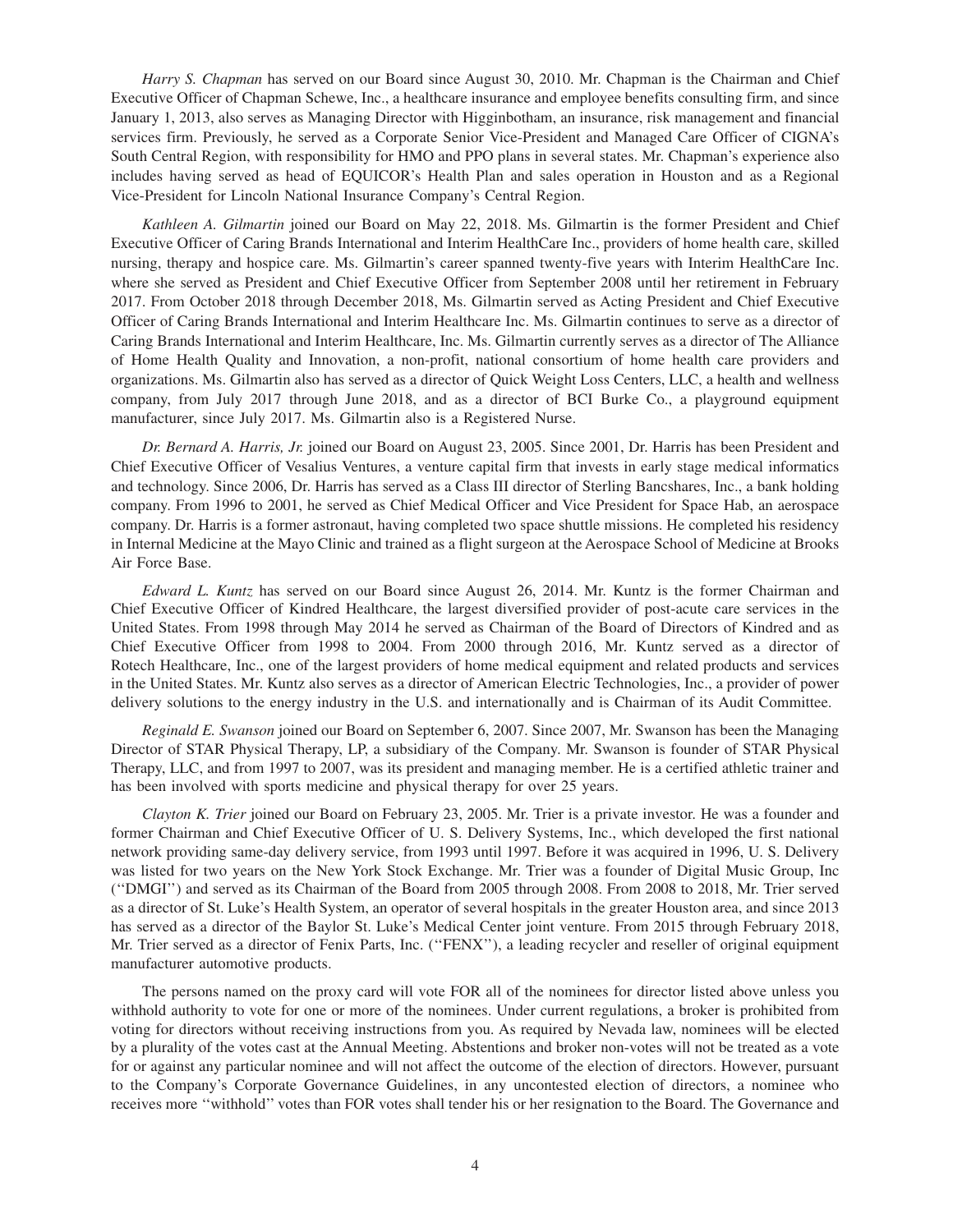*Harry S. Chapman* has served on our Board since August 30, 2010. Mr. Chapman is the Chairman and Chief Executive Officer of Chapman Schewe, Inc., a healthcare insurance and employee benefits consulting firm, and since January 1, 2013, also serves as Managing Director with Higginbotham, an insurance, risk management and financial services firm. Previously, he served as a Corporate Senior Vice-President and Managed Care Officer of CIGNA's South Central Region, with responsibility for HMO and PPO plans in several states. Mr. Chapman's experience also includes having served as head of EQUICOR's Health Plan and sales operation in Houston and as a Regional Vice-President for Lincoln National Insurance Company's Central Region.

*Kathleen A. Gilmartin* joined our Board on May 22, 2018. Ms. Gilmartin is the former President and Chief Executive Officer of Caring Brands International and Interim HealthCare Inc., providers of home health care, skilled nursing, therapy and hospice care. Ms. Gilmartin's career spanned twenty-five years with Interim HealthCare Inc. where she served as President and Chief Executive Officer from September 2008 until her retirement in February 2017. From October 2018 through December 2018, Ms. Gilmartin served as Acting President and Chief Executive Officer of Caring Brands International and Interim Healthcare Inc. Ms. Gilmartin continues to serve as a director of Caring Brands International and Interim Healthcare, Inc. Ms. Gilmartin currently serves as a director of The Alliance of Home Health Quality and Innovation, a non-profit, national consortium of home health care providers and organizations. Ms. Gilmartin also has served as a director of Quick Weight Loss Centers, LLC, a health and wellness company, from July 2017 through June 2018, and as a director of BCI Burke Co., a playground equipment manufacturer, since July 2017. Ms. Gilmartin also is a Registered Nurse.

*Dr. Bernard A. Harris, Jr.* joined our Board on August 23, 2005. Since 2001, Dr. Harris has been President and Chief Executive Officer of Vesalius Ventures, a venture capital firm that invests in early stage medical informatics and technology. Since 2006, Dr. Harris has served as a Class III director of Sterling Bancshares, Inc., a bank holding company. From 1996 to 2001, he served as Chief Medical Officer and Vice President for Space Hab, an aerospace company. Dr. Harris is a former astronaut, having completed two space shuttle missions. He completed his residency in Internal Medicine at the Mayo Clinic and trained as a flight surgeon at the Aerospace School of Medicine at Brooks Air Force Base.

*Edward L. Kuntz* has served on our Board since August 26, 2014. Mr. Kuntz is the former Chairman and Chief Executive Officer of Kindred Healthcare, the largest diversified provider of post-acute care services in the United States. From 1998 through May 2014 he served as Chairman of the Board of Directors of Kindred and as Chief Executive Officer from 1998 to 2004. From 2000 through 2016, Mr. Kuntz served as a director of Rotech Healthcare, Inc., one of the largest providers of home medical equipment and related products and services in the United States. Mr. Kuntz also serves as a director of American Electric Technologies, Inc., a provider of power delivery solutions to the energy industry in the U.S. and internationally and is Chairman of its Audit Committee.

*Reginald E. Swanson* joined our Board on September 6, 2007. Since 2007, Mr. Swanson has been the Managing Director of STAR Physical Therapy, LP, a subsidiary of the Company. Mr. Swanson is founder of STAR Physical Therapy, LLC, and from 1997 to 2007, was its president and managing member. He is a certified athletic trainer and has been involved with sports medicine and physical therapy for over 25 years.

*Clayton K. Trier* joined our Board on February 23, 2005. Mr. Trier is a private investor. He was a founder and former Chairman and Chief Executive Officer of U. S. Delivery Systems, Inc., which developed the first national network providing same-day delivery service, from 1993 until 1997. Before it was acquired in 1996, U. S. Delivery was listed for two years on the New York Stock Exchange. Mr. Trier was a founder of Digital Music Group, Inc (''DMGI'') and served as its Chairman of the Board from 2005 through 2008. From 2008 to 2018, Mr. Trier served as a director of St. Luke's Health System, an operator of several hospitals in the greater Houston area, and since 2013 has served as a director of the Baylor St. Luke's Medical Center joint venture. From 2015 through February 2018, Mr. Trier served as a director of Fenix Parts, Inc. (''FENX''), a leading recycler and reseller of original equipment manufacturer automotive products.

The persons named on the proxy card will vote FOR all of the nominees for director listed above unless you withhold authority to vote for one or more of the nominees. Under current regulations, a broker is prohibited from voting for directors without receiving instructions from you. As required by Nevada law, nominees will be elected by a plurality of the votes cast at the Annual Meeting. Abstentions and broker non-votes will not be treated as a vote for or against any particular nominee and will not affect the outcome of the election of directors. However, pursuant to the Company's Corporate Governance Guidelines, in any uncontested election of directors, a nominee who receives more ''withhold'' votes than FOR votes shall tender his or her resignation to the Board. The Governance and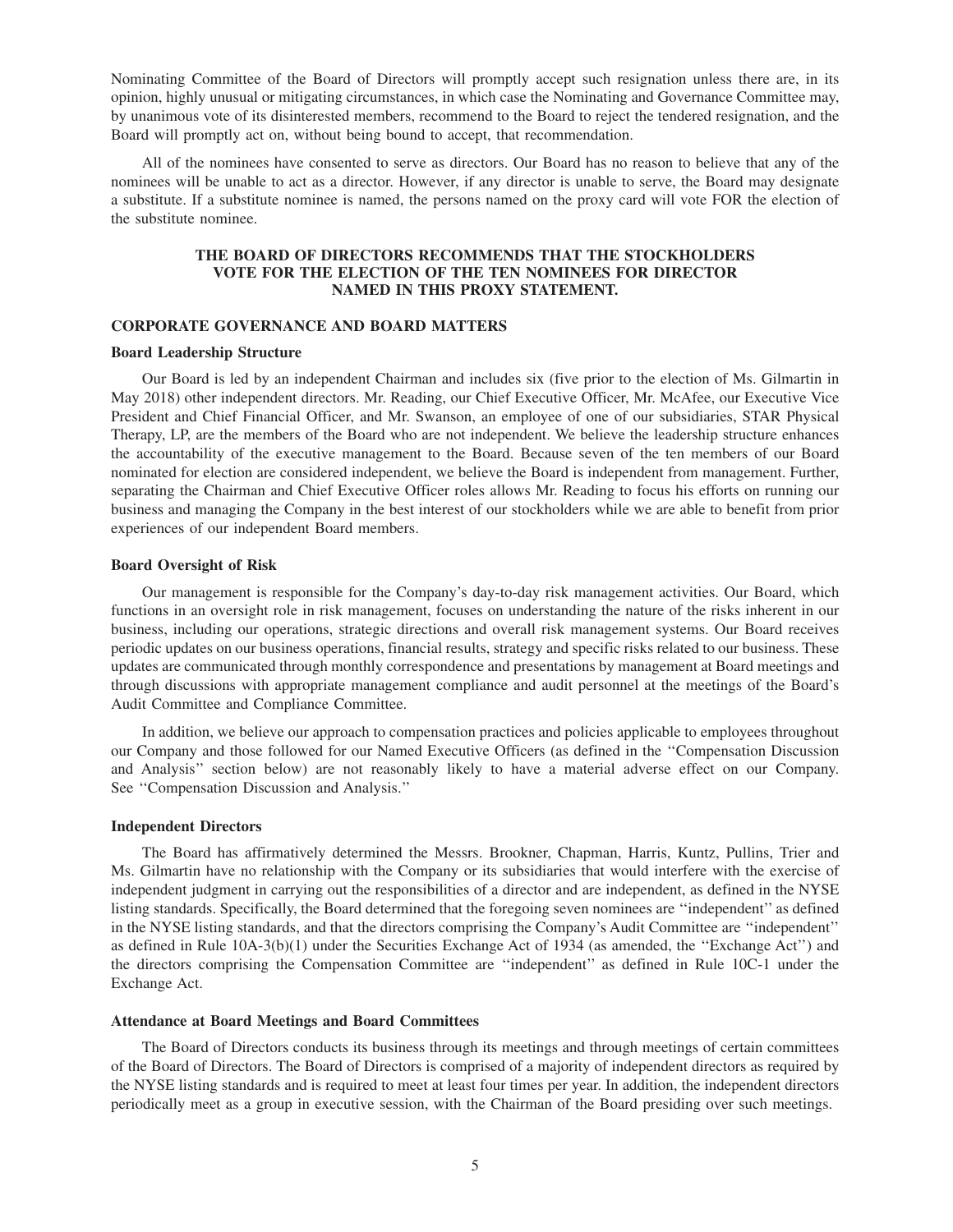Nominating Committee of the Board of Directors will promptly accept such resignation unless there are, in its opinion, highly unusual or mitigating circumstances, in which case the Nominating and Governance Committee may, by unanimous vote of its disinterested members, recommend to the Board to reject the tendered resignation, and the Board will promptly act on, without being bound to accept, that recommendation.

All of the nominees have consented to serve as directors. Our Board has no reason to believe that any of the nominees will be unable to act as a director. However, if any director is unable to serve, the Board may designate a substitute. If a substitute nominee is named, the persons named on the proxy card will vote FOR the election of the substitute nominee.

**THE BOARD OF DIRECTORS RECOMMENDS THAT THE STOCKHOLDERS VOTE FOR THE ELECTION OF THE TEN NOMINEES FOR DIRECTOR NAMED IN THIS PROXY STATEMENT.**

## CORPORATE GOVERNANCE AND BOARD MATTERS

### Board Leadership Structure

Our Board is led by an independent Chairman and includes six (five prior to the election of Ms. Gilmartin in May 2018) other independent directors. Mr. Reading, our Chief Executive Officer, Mr. McAfee, our Executive Vice President and Chief Financial Officer, and Mr. Swanson, an employee of one of our subsidiaries, STAR Physical Therapy, LP, are the members of the Board who are not independent. We believe the leadership structure enhances the accountability of the executive management to the Board. Because seven of the ten members of our Board nominated for election are considered independent, we believe the Board is independent from management. Further, separating the Chairman and Chief Executive Officer roles allows Mr. Reading to focus his efforts on running our business and managing the Company in the best interest of our stockholders while we are able to benefit from prior experiences of our independent Board members.

### Board Oversight of Risk

Our management is responsible for the Company's day-to-day risk management activities. Our Board, which functions in an oversight role in risk management, focuses on understanding the nature of the risks inherent in our business, including our operations, strategic directions and overall risk management systems. Our Board receives periodic updates on our business operations, financial results, strategy and specific risks related to our business. These updates are communicated through monthly correspondence and presentations by management at Board meetings and through discussions with appropriate management compliance and audit personnel at the meetings of the Board's Audit Committee and Compliance Committee.

In addition, we believe our approach to compensation practices and policies applicable to employees throughout our Company and those followed for our Named Executive Officers (as defined in the ''Compensation Discussion and Analysis'' section below) are not reasonably likely to have a material adverse effect on our Company. See ''Compensation Discussion and Analysis.''

### Independent Directors

The Board has affirmatively determined the Messrs. Brookner, Chapman, Harris, Kuntz, Pullins, Trier and Ms. Gilmartin have no relationship with the Company or its subsidiaries that would interfere with the exercise of independent judgment in carrying out the responsibilities of a director and are independent, as defined in the NYSE listing standards. Specifically, the Board determined that the foregoing seven nominees are ''independent'' as defined in the NYSE listing standards, and that the directors comprising the Company's Audit Committee are ''independent'' as defined in Rule 10A-3(b)(1) under the Securities Exchange Act of 1934 (as amended, the ''Exchange Act'') and the directors comprising the Compensation Committee are ''independent'' as defined in Rule 10C-1 under the Exchange Act.

### Attendance at Board Meetings and Board Committees

The Board of Directors conducts its business through its meetings and through meetings of certain committees of the Board of Directors. The Board of Directors is comprised of a majority of independent directors as required by the NYSE listing standards and is required to meet at least four times per year. In addition, the independent directors periodically meet as a group in executive session, with the Chairman of the Board presiding over such meetings.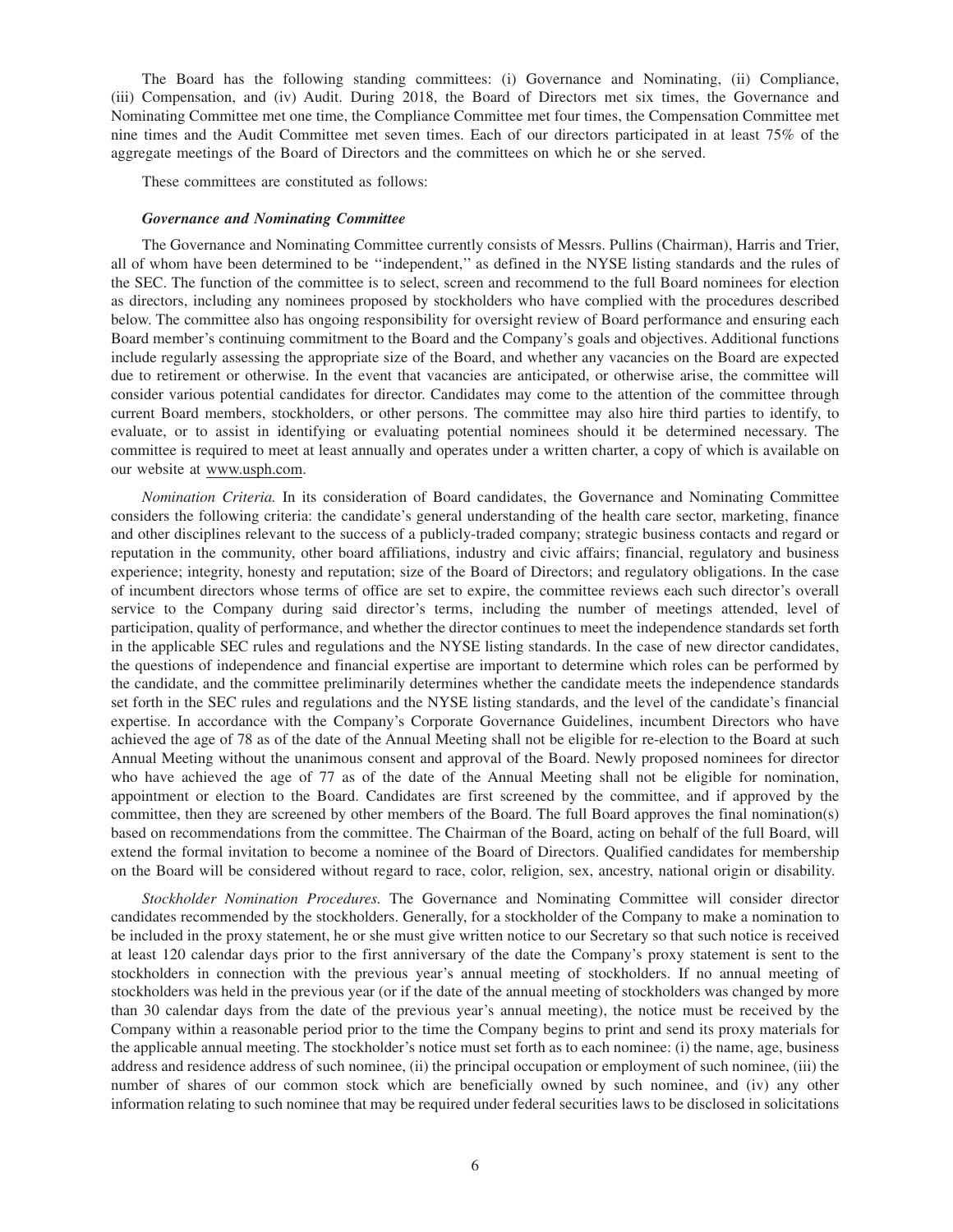The Board has the following standing committees: (i) Governance and Nominating, (ii) Compliance, (iii) Compensation, and (iv) Audit. During 2018, the Board of Directors met six times, the Governance and Nominating Committee met one time, the Compliance Committee met four times, the Compensation Committee met nine times and the Audit Committee met seven times. Each of our directors participated in at least 75% of the aggregate meetings of the Board of Directors and the committees on which he or she served.

These committees are constituted as follows:

***Governance and Nominating Committee***

The Governance and Nominating Committee currently consists of Messrs. Pullins (Chairman), Harris and Trier, all of whom have been determined to be ''independent,'' as defined in the NYSE listing standards and the rules of the SEC. The function of the committee is to select, screen and recommend to the full Board nominees for election as directors, including any nominees proposed by stockholders who have complied with the procedures described below. The committee also has ongoing responsibility for oversight review of Board performance and ensuring each Board member's continuing commitment to the Board and the Company's goals and objectives. Additional functions include regularly assessing the appropriate size of the Board, and whether any vacancies on the Board are expected due to retirement or otherwise. In the event that vacancies are anticipated, or otherwise arise, the committee will consider various potential candidates for director. Candidates may come to the attention of the committee through current Board members, stockholders, or other persons. The committee may also hire third parties to identify, to evaluate, or to assist in identifying or evaluating potential nominees should it be determined necessary. The committee is required to meet at least annually and operates under a written charter, a copy of which is available on our website at www.usph.com.

*Nomination Criteria.* In its consideration of Board candidates, the Governance and Nominating Committee considers the following criteria: the candidate's general understanding of the health care sector, marketing, finance and other disciplines relevant to the success of a publicly-traded company; strategic business contacts and regard or reputation in the community, other board affiliations, industry and civic affairs; financial, regulatory and business experience; integrity, honesty and reputation; size of the Board of Directors; and regulatory obligations. In the case of incumbent directors whose terms of office are set to expire, the committee reviews each such director's overall service to the Company during said director's terms, including the number of meetings attended, level of participation, quality of performance, and whether the director continues to meet the independence standards set forth in the applicable SEC rules and regulations and the NYSE listing standards. In the case of new director candidates, the questions of independence and financial expertise are important to determine which roles can be performed by the candidate, and the committee preliminarily determines whether the candidate meets the independence standards set forth in the SEC rules and regulations and the NYSE listing standards, and the level of the candidate's financial expertise. In accordance with the Company's Corporate Governance Guidelines, incumbent Directors who have achieved the age of 78 as of the date of the Annual Meeting shall not be eligible for re-election to the Board at such Annual Meeting without the unanimous consent and approval of the Board. Newly proposed nominees for director who have achieved the age of 77 as of the date of the Annual Meeting shall not be eligible for nomination, appointment or election to the Board. Candidates are first screened by the committee, and if approved by the committee, then they are screened by other members of the Board. The full Board approves the final nomination(s) based on recommendations from the committee. The Chairman of the Board, acting on behalf of the full Board, will extend the formal invitation to become a nominee of the Board of Directors. Qualified candidates for membership on the Board will be considered without regard to race, color, religion, sex, ancestry, national origin or disability.

*Stockholder Nomination Procedures.* The Governance and Nominating Committee will consider director candidates recommended by the stockholders. Generally, for a stockholder of the Company to make a nomination to be included in the proxy statement, he or she must give written notice to our Secretary so that such notice is received at least 120 calendar days prior to the first anniversary of the date the Company's proxy statement is sent to the stockholders in connection with the previous year's annual meeting of stockholders. If no annual meeting of stockholders was held in the previous year (or if the date of the annual meeting of stockholders was changed by more than 30 calendar days from the date of the previous year's annual meeting), the notice must be received by the Company within a reasonable period prior to the time the Company begins to print and send its proxy materials for the applicable annual meeting. The stockholder's notice must set forth as to each nominee: (i) the name, age, business address and residence address of such nominee, (ii) the principal occupation or employment of such nominee, (iii) the number of shares of our common stock which are beneficially owned by such nominee, and (iv) any other information relating to such nominee that may be required under federal securities laws to be disclosed in solicitations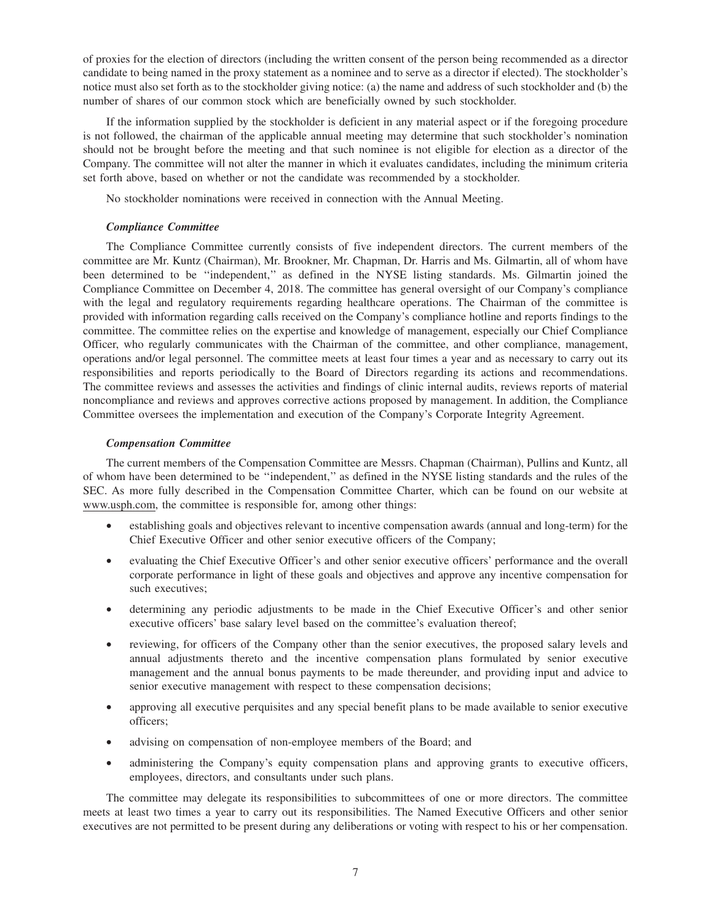of proxies for the election of directors (including the written consent of the person being recommended as a director candidate to being named in the proxy statement as a nominee and to serve as a director if elected). The stockholder's notice must also set forth as to the stockholder giving notice: (a) the name and address of such stockholder and (b) the number of shares of our common stock which are beneficially owned by such stockholder.

If the information supplied by the stockholder is deficient in any material aspect or if the foregoing procedure is not followed, the chairman of the applicable annual meeting may determine that such stockholder's nomination should not be brought before the meeting and that such nominee is not eligible for election as a director of the Company. The committee will not alter the manner in which it evaluates candidates, including the minimum criteria set forth above, based on whether or not the candidate was recommended by a stockholder.

No stockholder nominations were received in connection with the Annual Meeting.

***Compliance Committee***

The Compliance Committee currently consists of five independent directors. The current members of the committee are Mr. Kuntz (Chairman), Mr. Brookner, Mr. Chapman, Dr. Harris and Ms. Gilmartin, all of whom have been determined to be "independent," as defined in the NYSE listing standards. Ms. Gilmartin joined the Compliance Committee on December 4, 2018. The committee has general oversight of our Company's compliance with the legal and regulatory requirements regarding healthcare operations. The Chairman of the committee is provided with information regarding calls received on the Company's compliance hotline and reports findings to the committee. The committee relies on the expertise and knowledge of management, especially our Chief Compliance Officer, who regularly communicates with the Chairman of the committee, and other compliance, management, operations and/or legal personnel. The committee meets at least four times a year and as necessary to carry out its responsibilities and reports periodically to the Board of Directors regarding its actions and recommendations. The committee reviews and assesses the activities and findings of clinic internal audits, reviews reports of material noncompliance and reviews and approves corrective actions proposed by management. In addition, the Compliance Committee oversees the implementation and execution of the Company's Corporate Integrity Agreement.

***Compensation Committee***

The current members of the Compensation Committee are Messrs. Chapman (Chairman), Pullins and Kuntz, all of whom have been determined to be "independent," as defined in the NYSE listing standards and the rules of the SEC. As more fully described in the Compensation Committee Charter, which can be found on our website at www.usph.com, the committee is responsible for, among other things:

- establishing goals and objectives relevant to incentive compensation awards (annual and long-term) for the Chief Executive Officer and other senior executive officers of the Company;
- evaluating the Chief Executive Officer's and other senior executive officers' performance and the overall corporate performance in light of these goals and objectives and approve any incentive compensation for such executives;
- determining any periodic adjustments to be made in the Chief Executive Officer's and other senior executive officers' base salary level based on the committee's evaluation thereof;
- reviewing, for officers of the Company other than the senior executives, the proposed salary levels and annual adjustments thereto and the incentive compensation plans formulated by senior executive management and the annual bonus payments to be made thereunder, and providing input and advice to senior executive management with respect to these compensation decisions;
- approving all executive perquisites and any special benefit plans to be made available to senior executive officers;
- advising on compensation of non-employee members of the Board; and
- administering the Company's equity compensation plans and approving grants to executive officers, employees, directors, and consultants under such plans.

The committee may delegate its responsibilities to subcommittees of one or more directors. The committee meets at least two times a year to carry out its responsibilities. The Named Executive Officers and other senior executives are not permitted to be present during any deliberations or voting with respect to his or her compensation.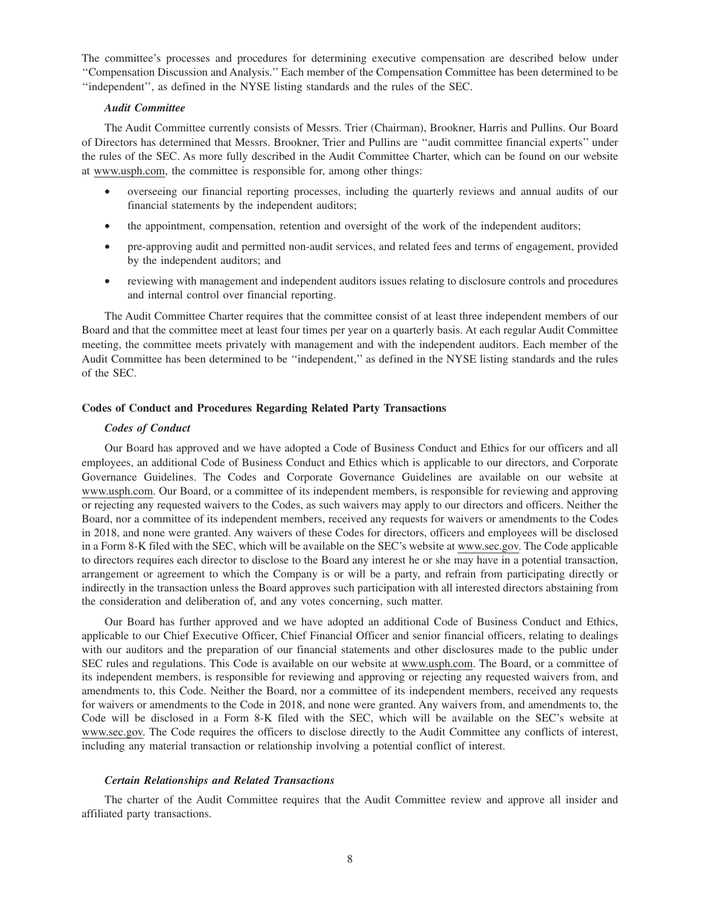The committee's processes and procedures for determining executive compensation are described below under ''Compensation Discussion and Analysis.'' Each member of the Compensation Committee has been determined to be ''independent'', as defined in the NYSE listing standards and the rules of the SEC.

***Audit Committee***

The Audit Committee currently consists of Messrs. Trier (Chairman), Brookner, Harris and Pullins. Our Board of Directors has determined that Messrs. Brookner, Trier and Pullins are ''audit committee financial experts'' under the rules of the SEC. As more fully described in the Audit Committee Charter, which can be found on our website at www.usph.com, the committee is responsible for, among other things:

- overseeing our financial reporting processes, including the quarterly reviews and annual audits of our financial statements by the independent auditors;
- the appointment, compensation, retention and oversight of the work of the independent auditors;
- pre-approving audit and permitted non-audit services, and related fees and terms of engagement, provided by the independent auditors; and
- reviewing with management and independent auditors issues relating to disclosure controls and procedures and internal control over financial reporting.

The Audit Committee Charter requires that the committee consist of at least three independent members of our Board and that the committee meet at least four times per year on a quarterly basis. At each regular Audit Committee meeting, the committee meets privately with management and with the independent auditors. Each member of the Audit Committee has been determined to be ''independent,'' as defined in the NYSE listing standards and the rules of the SEC.

**Codes of Conduct and Procedures Regarding Related Party Transactions**

***Codes of Conduct***

Our Board has approved and we have adopted a Code of Business Conduct and Ethics for our officers and all employees, an additional Code of Business Conduct and Ethics which is applicable to our directors, and Corporate Governance Guidelines. The Codes and Corporate Governance Guidelines are available on our website at www.usph.com. Our Board, or a committee of its independent members, is responsible for reviewing and approving or rejecting any requested waivers to the Codes, as such waivers may apply to our directors and officers. Neither the Board, nor a committee of its independent members, received any requests for waivers or amendments to the Codes in 2018, and none were granted. Any waivers of these Codes for directors, officers and employees will be disclosed in a Form 8-K filed with the SEC, which will be available on the SEC's website at www.sec.gov. The Code applicable to directors requires each director to disclose to the Board any interest he or she may have in a potential transaction, arrangement or agreement to which the Company is or will be a party, and refrain from participating directly or indirectly in the transaction unless the Board approves such participation with all interested directors abstaining from the consideration and deliberation of, and any votes concerning, such matter.

Our Board has further approved and we have adopted an additional Code of Business Conduct and Ethics, applicable to our Chief Executive Officer, Chief Financial Officer and senior financial officers, relating to dealings with our auditors and the preparation of our financial statements and other disclosures made to the public under SEC rules and regulations. This Code is available on our website at www.usph.com. The Board, or a committee of its independent members, is responsible for reviewing and approving or rejecting any requested waivers from, and amendments to, this Code. Neither the Board, nor a committee of its independent members, received any requests for waivers or amendments to the Code in 2018, and none were granted. Any waivers from, and amendments to, the Code will be disclosed in a Form 8-K filed with the SEC, which will be available on the SEC's website at www.sec.gov. The Code requires the officers to disclose directly to the Audit Committee any conflicts of interest, including any material transaction or relationship involving a potential conflict of interest.

***Certain Relationships and Related Transactions***

The charter of the Audit Committee requires that the Audit Committee review and approve all insider and affiliated party transactions.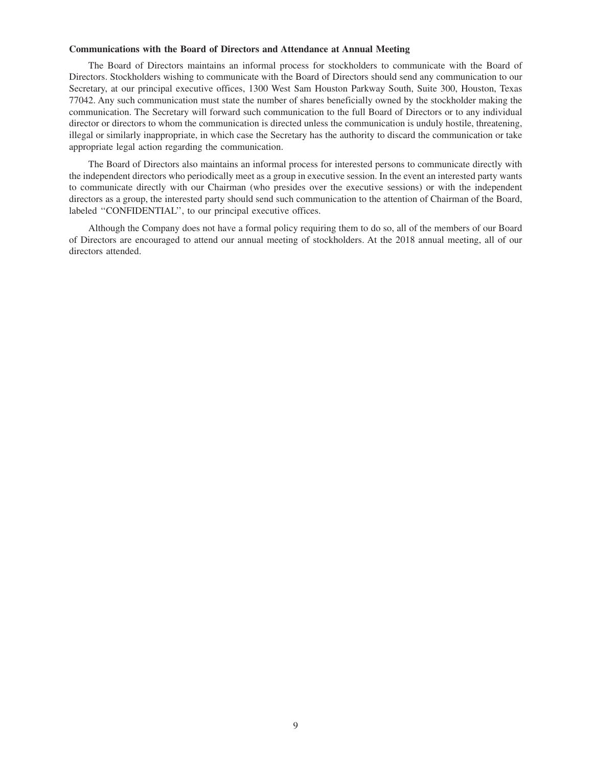**Communications with the Board of Directors and Attendance at Annual Meeting**

The Board of Directors maintains an informal process for stockholders to communicate with the Board of Directors. Stockholders wishing to communicate with the Board of Directors should send any communication to our Secretary, at our principal executive offices, 1300 West Sam Houston Parkway South, Suite 300, Houston, Texas 77042. Any such communication must state the number of shares beneficially owned by the stockholder making the communication. The Secretary will forward such communication to the full Board of Directors or to any individual director or directors to whom the communication is directed unless the communication is unduly hostile, threatening, illegal or similarly inappropriate, in which case the Secretary has the authority to discard the communication or take appropriate legal action regarding the communication.

The Board of Directors also maintains an informal process for interested persons to communicate directly with the independent directors who periodically meet as a group in executive session. In the event an interested party wants to communicate directly with our Chairman (who presides over the executive sessions) or with the independent directors as a group, the interested party should send such communication to the attention of Chairman of the Board, labeled ''CONFIDENTIAL'', to our principal executive offices.

Although the Company does not have a formal policy requiring them to do so, all of the members of our Board of Directors are encouraged to attend our annual meeting of stockholders. At the 2018 annual meeting, all of our directors attended.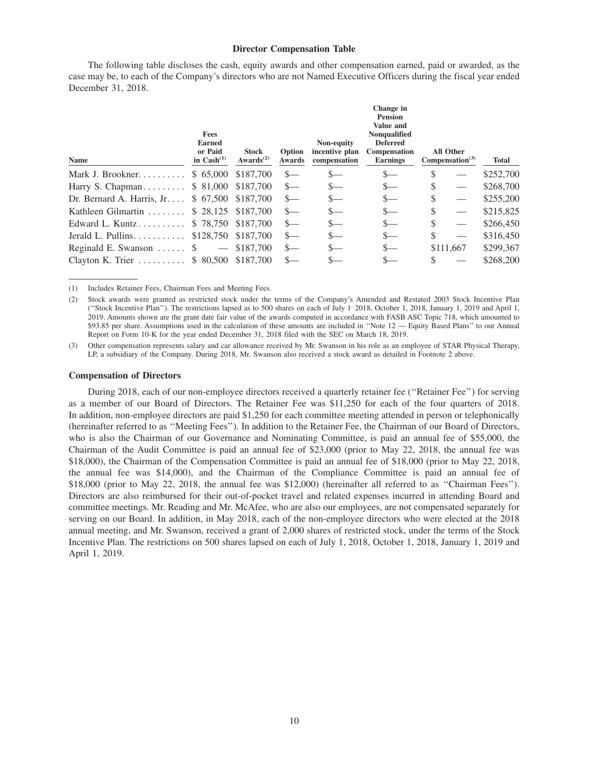### Director Compensation Table

The following table discloses the cash, equity awards and other compensation earned, paid or awarded, as the case may be, to each of the Company's directors who are not Named Executive Officers during the fiscal year ended December 31, 2018.

| Name | Fees Earned or Paid in Cash[(1)] | Stock Awards[(2)] | Option Awards | Non-equity incentive plan compensation | Change in Pension Value and Nonqualified Deferred Compensation Earnings | All Other Compensation[(3)] | Total |
|---|---|---|---|---|---|---|---|
| Mark J. Brookner | $ 65,000 | $187,700 | $— | $— | $— | $ — | $252,700 |
| Harry S. Chapman | $ 81,000 | $187,700 | $— | $— | $— | $ — | $268,700 |
| Dr. Bernard A. Harris, Jr. | $ 67,500 | $187,700 | $— | $— | $— | $ — | $255,200 |
| Kathleen Gilmartin | $ 28,125 | $187,700 | $— | $— | $— | $ — | $215,825 |
| Edward L. Kuntz | $ 78,750 | $187,700 | $— | $— | $— | $ — | $266,450 |
| Jerald L. Pullins | $128,750 | $187,700 | $— | $— | $— | $ — | $316,450 |
| Reginald E. Swanson | $ — | $187,700 | $— | $— | $— | $111,667 | $299,367 |
| Clayton K. Trier | $ 80,500 | $187,700 | $— | $— | $— | $ — | $268,200 |

(1) Includes Retainer Fees, Chairman Fees and Meeting Fees.

(2) Stock awards were granted as restricted stock under the terms of the Company's Amended and Restated 2003 Stock Incentive Plan (''Stock Incentive Plan''). The restrictions lapsed as to 500 shares on each of July 1, 2018, October 1, 2018, January 1, 2019 and April 1, 2019. Amounts shown are the grant date fair value of the awards computed in accordance with FASB ASC Topic 718, which amounted to $93.85 per share. Assumptions used in the calculation of these amounts are included in ''Note 12 — Equity Based Plans'' to our Annual Report on Form 10-K for the year ended December 31, 2018 filed with the SEC on March 18, 2019.

(3) Other compensation represents salary and car allowance received by Mr. Swanson in his role as an employee of STAR Physical Therapy, LP, a subsidiary of the Company. During 2018, Mr. Swanson also received a stock award as detailed in Footnote 2 above.

### Compensation of Directors

During 2018, each of our non-employee directors received a quarterly retainer fee (''Retainer Fee'') for serving as a member of our Board of Directors. The Retainer Fee was $11,250 for each of the four quarters of 2018. In addition, non-employee directors are paid $1,250 for each committee meeting attended in person or telephonically (hereinafter referred to as ''Meeting Fees''). In addition to the Retainer Fee, the Chairman of our Board of Directors, who is also the Chairman of our Governance and Nominating Committee, is paid an annual fee of $55,000, the Chairman of the Audit Committee is paid an annual fee of $23,000 (prior to May 22, 2018, the annual fee was $18,000), the Chairman of the Compensation Committee is paid an annual fee of $18,000 (prior to May 22, 2018, the annual fee was $14,000), and the Chairman of the Compliance Committee is paid an annual fee of $18,000 (prior to May 22, 2018, the annual fee was $12,000) (hereinafter all referred to as ''Chairman Fees''). Directors are also reimbursed for their out-of-pocket travel and related expenses incurred in attending Board and committee meetings. Mr. Reading and Mr. McAfee, who are also our employees, are not compensated separately for serving on our Board. In addition, in May 2018, each of the non-employee directors who were elected at the 2018 annual meeting, and Mr. Swanson, received a grant of 2,000 shares of restricted stock, under the terms of the Stock Incentive Plan. The restrictions on 500 shares lapsed on each of July 1, 2018, October 1, 2018, January 1, 2019 and April 1, 2019.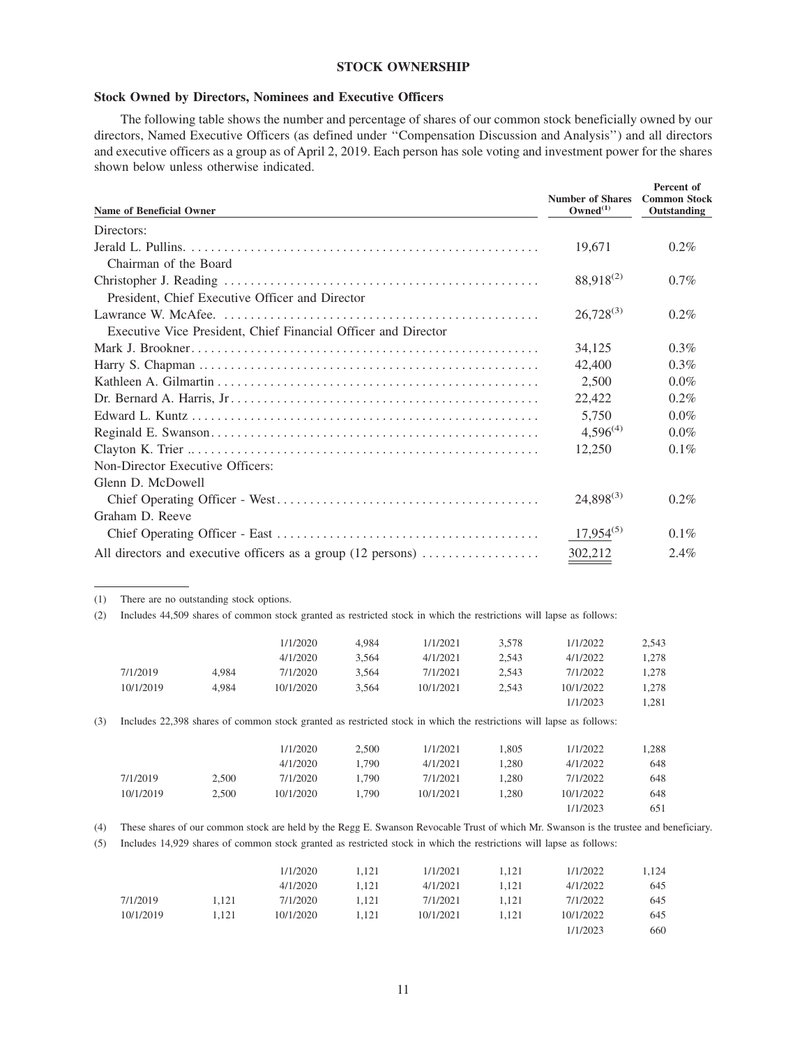## STOCK OWNERSHIP

### Stock Owned by Directors, Nominees and Executive Officers

The following table shows the number and percentage of shares of our common stock beneficially owned by our directors, Named Executive Officers (as defined under "Compensation Discussion and Analysis") and all directors and executive officers as a group as of April 2, 2019. Each person has sole voting and investment power for the shares shown below unless otherwise indicated.

| Name of Beneficial Owner | Number of Shares Owned[(1)] | Percent of Common Stock Outstanding |
|---|---|---|
| Directors: | | |
| Jerald L. Pullins | 19,671 | 0.2% |
| Chairman of the Board | | |
| Christopher J. Reading | 88,918[(2)] | 0.7% |
| President, Chief Executive Officer and Director | | |
| Lawrance W. McAfee. | 26,728[(3)] | 0.2% |
| Executive Vice President, Chief Financial Officer and Director | | |
| Mark J. Brookner | 34,125 | 0.3% |
| Harry S. Chapman | 42,400 | 0.3% |
| Kathleen A. Gilmartin | 2,500 | 0.0% |
| Dr. Bernard A. Harris, Jr | 22,422 | 0.2% |
| Edward L. Kuntz | 5,750 | 0.0% |
| Reginald E. Swanson | 4,596[(4)] | 0.0% |
| Clayton K. Trier | 12,250 | 0.1% |
| Non-Director Executive Officers: | | |
| Glenn D. McDowell | | |
| Chief Operating Officer - West | 24,898[(3)] | 0.2% |
| Graham D. Reeve | | |
| Chief Operating Officer - East | 17,954[(5)] | 0.1% |
| All directors and executive officers as a group (12 persons) | 302,212 | 2.4% |

(1) There are no outstanding stock options.

(2) Includes 44,509 shares of common stock granted as restricted stock in which the restrictions will lapse as follows:

| | | | | | | | |
|---|---|---|---|---|---|---|---|
| | | 1/1/2020 | 4,984 | 1/1/2021 | 3,578 | 1/1/2022 | 2,543 |
| | | 4/1/2020 | 3,564 | 4/1/2021 | 2,543 | 4/1/2022 | 1,278 |
| 7/1/2019 | 4,984 | 7/1/2020 | 3,564 | 7/1/2021 | 2,543 | 7/1/2022 | 1,278 |
| 10/1/2019 | 4,984 | 10/1/2020 | 3,564 | 10/1/2021 | 2,543 | 10/1/2022 | 1,278 |
| | | | | | | 1/1/2023 | 1,281 |

(3) Includes 22,398 shares of common stock granted as restricted stock in which the restrictions will lapse as follows:

| | | | | | | | |
|---|---|---|---|---|---|---|---|
| | | 1/1/2020 | 2,500 | 1/1/2021 | 1,805 | 1/1/2022 | 1,288 |
| | | 4/1/2020 | 1,790 | 4/1/2021 | 1,280 | 4/1/2022 | 648 |
| 7/1/2019 | 2,500 | 7/1/2020 | 1,790 | 7/1/2021 | 1,280 | 7/1/2022 | 648 |
| 10/1/2019 | 2,500 | 10/1/2020 | 1,790 | 10/1/2021 | 1,280 | 10/1/2022 | 648 |
| | | | | | | 1/1/2023 | 651 |

(4) These shares of our common stock are held by the Regg E. Swanson Revocable Trust of which Mr. Swanson is the trustee and beneficiary.

(5) Includes 14,929 shares of common stock granted as restricted stock in which the restrictions will lapse as follows:

| | | | | | | | |
|---|---|---|---|---|---|---|---|
| | | 1/1/2020 | 1,121 | 1/1/2021 | 1,121 | 1/1/2022 | 1,124 |
| | | 4/1/2020 | 1,121 | 4/1/2021 | 1,121 | 4/1/2022 | 645 |
| 7/1/2019 | 1,121 | 7/1/2020 | 1,121 | 7/1/2021 | 1,121 | 7/1/2022 | 645 |
| 10/1/2019 | 1,121 | 10/1/2020 | 1,121 | 10/1/2021 | 1,121 | 10/1/2022 | 645 |
| | | | | | | 1/1/2023 | 660 |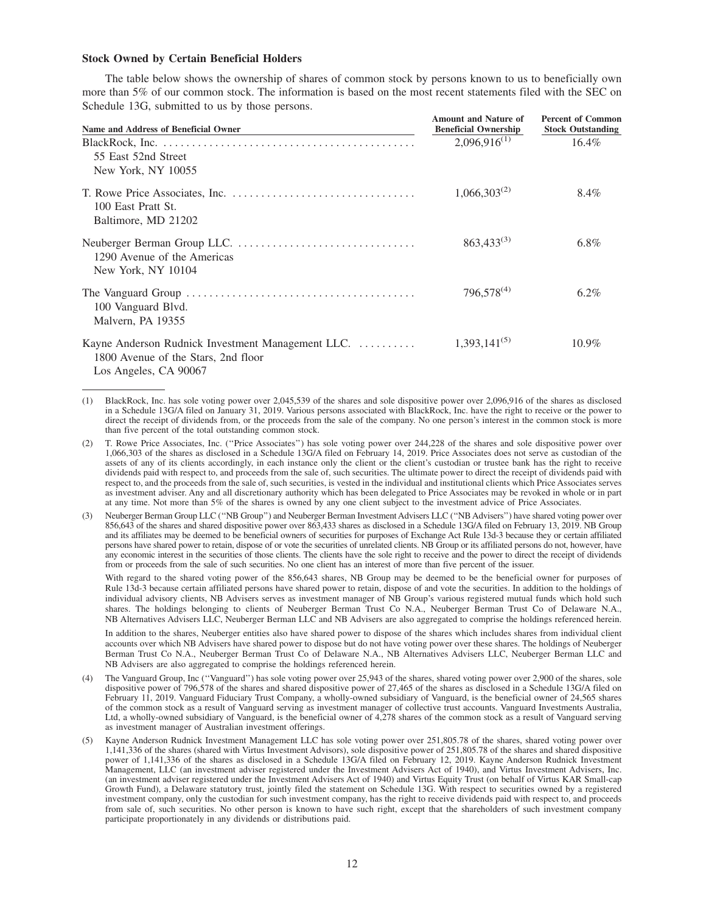### Stock Owned by Certain Beneficial Holders

The table below shows the ownership of shares of common stock by persons known to us to beneficially own more than 5% of our common stock. The information is based on the most recent statements filed with the SEC on Schedule 13G, submitted to us by those persons.

| Name and Address of Beneficial Owner | Amount and Nature of Beneficial Ownership | Percent of Common Stock Outstanding |
|---|---|---|
| BlackRock, Inc.<br>55 East 52nd Street<br>New York, NY 10055 | 2,096,916[(1)] | 16.4% |
| T. Rowe Price Associates, Inc.<br>100 East Pratt St.<br>Baltimore, MD 21202 | 1,066,303[(2)] | 8.4% |
| Neuberger Berman Group LLC.<br>1290 Avenue of the Americas<br>New York, NY 10104 | 863,433[(3)] | 6.8% |
| The Vanguard Group<br>100 Vanguard Blvd.<br>Malvern, PA 19355 | 796,578[(4)] | 6.2% |
| Kayne Anderson Rudnick Investment Management LLC.<br>1800 Avenue of the Stars, 2nd floor<br>Los Angeles, CA 90067 | 1,393,141[(5)] | 10.9% |

(1) BlackRock, Inc. has sole voting power over 2,045,539 of the shares and sole dispositive power over 2,096,916 of the shares as disclosed in a Schedule 13G/A filed on January 31, 2019. Various persons associated with BlackRock, Inc. have the right to receive or the power to direct the receipt of dividends from, or the proceeds from the sale of the company. No one person's interest in the common stock is more than five percent of the total outstanding common stock.

(2) T. Rowe Price Associates, Inc. ("Price Associates") has sole voting power over 244,228 of the shares and sole dispositive power over 1,066,303 of the shares as disclosed in a Schedule 13G/A filed on February 14, 2019. Price Associates does not serve as custodian of the assets of any of its clients accordingly, in each instance only the client or the client's custodian or trustee bank has the right to receive dividends paid with respect to, and proceeds from the sale of, such securities. The ultimate power to direct the receipt of dividends paid with respect to, and the proceeds from the sale of, such securities, is vested in the individual and institutional clients which Price Associates serves as investment adviser. Any and all discretionary authority which has been delegated to Price Associates may be revoked in whole or in part at any time. Not more than 5% of the shares is owned by any one client subject to the investment advice of Price Associates.

(3) Neuberger Berman Group LLC ("NB Group") and Neuberger Berman Investment Advisers LLC ("NB Advisers") have shared voting power over 856,643 of the shares and shared dispositive power over 863,433 shares as disclosed in a Schedule 13G/A filed on February 13, 2019. NB Group and its affiliates may be deemed to be beneficial owners of securities for purposes of Exchange Act Rule 13d-3 because they or certain affiliated persons have shared power to retain, dispose of or vote the securities of unrelated clients. NB Group or its affiliated persons do not, however, have any economic interest in the securities of those clients. The clients have the sole right to receive and the power to direct the receipt of dividends from or proceeds from the sale of such securities. No one client has an interest of more than five percent of the issuer.

With regard to the shared voting power of the 856,643 shares, NB Group may be deemed to be the beneficial owner for purposes of Rule 13d-3 because certain affiliated persons have shared power to retain, dispose of and vote the securities. In addition to the holdings of individual advisory clients, NB Advisers serves as investment manager of NB Group's various registered mutual funds which hold such shares. The holdings belonging to clients of Neuberger Berman Trust Co N.A., Neuberger Berman Trust Co of Delaware N.A., NB Alternatives Advisers LLC, Neuberger Berman LLC and NB Advisers are also aggregated to comprise the holdings referenced herein.

In addition to the shares, Neuberger entities also have shared power to dispose of the shares which includes shares from individual client accounts over which NB Advisers have shared power to dispose but do not have voting power over these shares. The holdings of Neuberger Berman Trust Co N.A., Neuberger Berman Trust Co of Delaware N.A., NB Alternatives Advisers LLC, Neuberger Berman LLC and NB Advisers are also aggregated to comprise the holdings referenced herein.

(4) The Vanguard Group, Inc ("Vanguard") has sole voting power over 25,943 of the shares, shared voting power over 2,900 of the shares, sole dispositive power of 796,578 of the shares and shared dispositive power of 27,465 of the shares as disclosed in a Schedule 13G/A filed on February 11, 2019. Vanguard Fiduciary Trust Company, a wholly-owned subsidiary of Vanguard, is the beneficial owner of 24,565 shares of the common stock as a result of Vanguard serving as investment manager of collective trust accounts. Vanguard Investments Australia, Ltd, a wholly-owned subsidiary of Vanguard, is the beneficial owner of 4,278 shares of the common stock as a result of Vanguard serving as investment manager of Australian investment offerings.

(5) Kayne Anderson Rudnick Investment Management LLC has sole voting power over 251,805.78 of the shares, shared voting power over 1,141,336 of the shares (shared with Virtus Investment Advisors), sole dispositive power of 251,805.78 of the shares and shared dispositive power of 1,141,336 of the shares as disclosed in a Schedule 13G/A filed on February 12, 2019. Kayne Anderson Rudnick Investment Management, LLC (an investment adviser registered under the Investment Advisers Act of 1940), and Virtus Investment Advisers, Inc. (an investment adviser registered under the Investment Advisers Act of 1940) and Virtus Equity Trust (on behalf of Virtus KAR Small-cap Growth Fund), a Delaware statutory trust, jointly filed the statement on Schedule 13G. With respect to securities owned by a registered investment company, only the custodian for such investment company, has the right to receive dividends paid with respect to, and proceeds from sale of, such securities. No other person is known to have such right, except that the shareholders of such investment company participate proportionately in any dividends or distributions paid.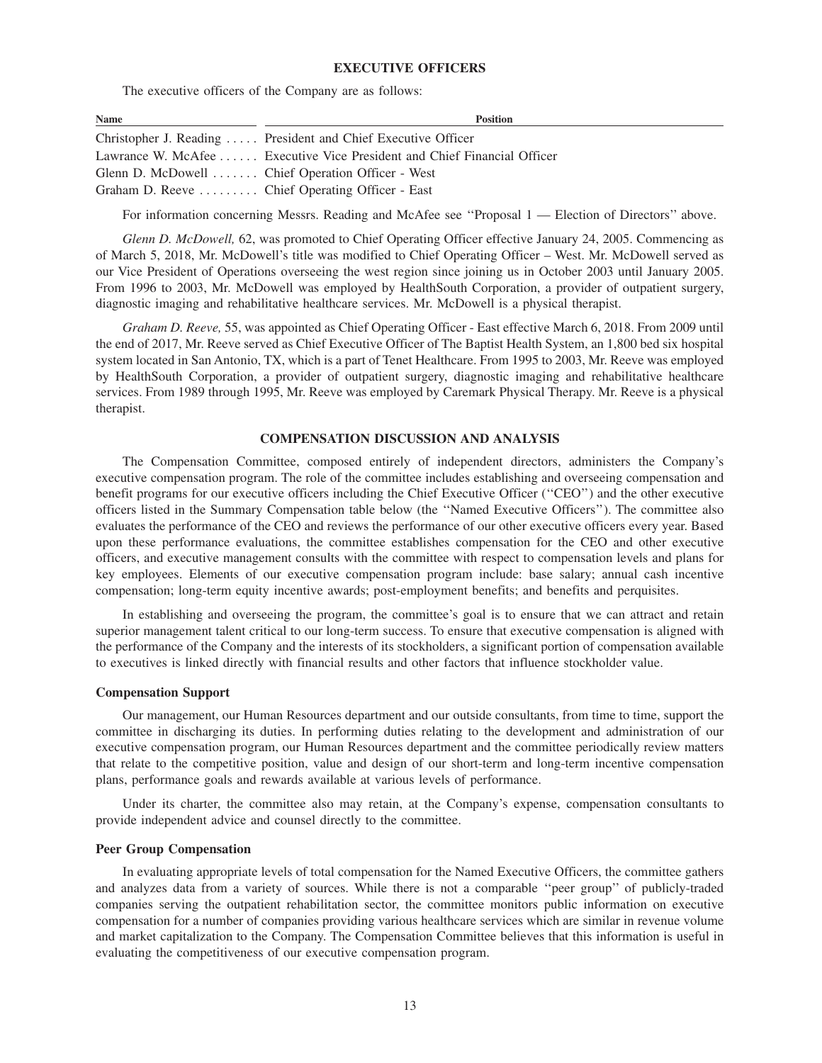## EXECUTIVE OFFICERS

The executive officers of the Company are as follows:

| Name | Position |
|---|---|
| Christopher J. Reading | President and Chief Executive Officer |
| Lawrance W. McAfee | Executive Vice President and Chief Financial Officer |
| Glenn D. McDowell | Chief Operation Officer - West |
| Graham D. Reeve | Chief Operating Officer - East |

For information concerning Messrs. Reading and McAfee see ''Proposal 1 — Election of Directors'' above.

*Glenn D. McDowell,* 62, was promoted to Chief Operating Officer effective January 24, 2005. Commencing as of March 5, 2018, Mr. McDowell's title was modified to Chief Operating Officer – West. Mr. McDowell served as our Vice President of Operations overseeing the west region since joining us in October 2003 until January 2005. From 1996 to 2003, Mr. McDowell was employed by HealthSouth Corporation, a provider of outpatient surgery, diagnostic imaging and rehabilitative healthcare services. Mr. McDowell is a physical therapist.

*Graham D. Reeve,* 55, was appointed as Chief Operating Officer - East effective March 6, 2018. From 2009 until the end of 2017, Mr. Reeve served as Chief Executive Officer of The Baptist Health System, an 1,800 bed six hospital system located in San Antonio, TX, which is a part of Tenet Healthcare. From 1995 to 2003, Mr. Reeve was employed by HealthSouth Corporation, a provider of outpatient surgery, diagnostic imaging and rehabilitative healthcare services. From 1989 through 1995, Mr. Reeve was employed by Caremark Physical Therapy. Mr. Reeve is a physical therapist.

## COMPENSATION DISCUSSION AND ANALYSIS

The Compensation Committee, composed entirely of independent directors, administers the Company's executive compensation program. The role of the committee includes establishing and overseeing compensation and benefit programs for our executive officers including the Chief Executive Officer (''CEO'') and the other executive officers listed in the Summary Compensation table below (the ''Named Executive Officers''). The committee also evaluates the performance of the CEO and reviews the performance of our other executive officers every year. Based upon these performance evaluations, the committee establishes compensation for the CEO and other executive officers, and executive management consults with the committee with respect to compensation levels and plans for key employees. Elements of our executive compensation program include: base salary; annual cash incentive compensation; long-term equity incentive awards; post-employment benefits; and benefits and perquisites.

In establishing and overseeing the program, the committee's goal is to ensure that we can attract and retain superior management talent critical to our long-term success. To ensure that executive compensation is aligned with the performance of the Company and the interests of its stockholders, a significant portion of compensation available to executives is linked directly with financial results and other factors that influence stockholder value.

### Compensation Support

Our management, our Human Resources department and our outside consultants, from time to time, support the committee in discharging its duties. In performing duties relating to the development and administration of our executive compensation program, our Human Resources department and the committee periodically review matters that relate to the competitive position, value and design of our short-term and long-term incentive compensation plans, performance goals and rewards available at various levels of performance.

Under its charter, the committee also may retain, at the Company's expense, compensation consultants to provide independent advice and counsel directly to the committee.

### Peer Group Compensation

In evaluating appropriate levels of total compensation for the Named Executive Officers, the committee gathers and analyzes data from a variety of sources. While there is not a comparable ''peer group'' of publicly-traded companies serving the outpatient rehabilitation sector, the committee monitors public information on executive compensation for a number of companies providing various healthcare services which are similar in revenue volume and market capitalization to the Company. The Compensation Committee believes that this information is useful in evaluating the competitiveness of our executive compensation program.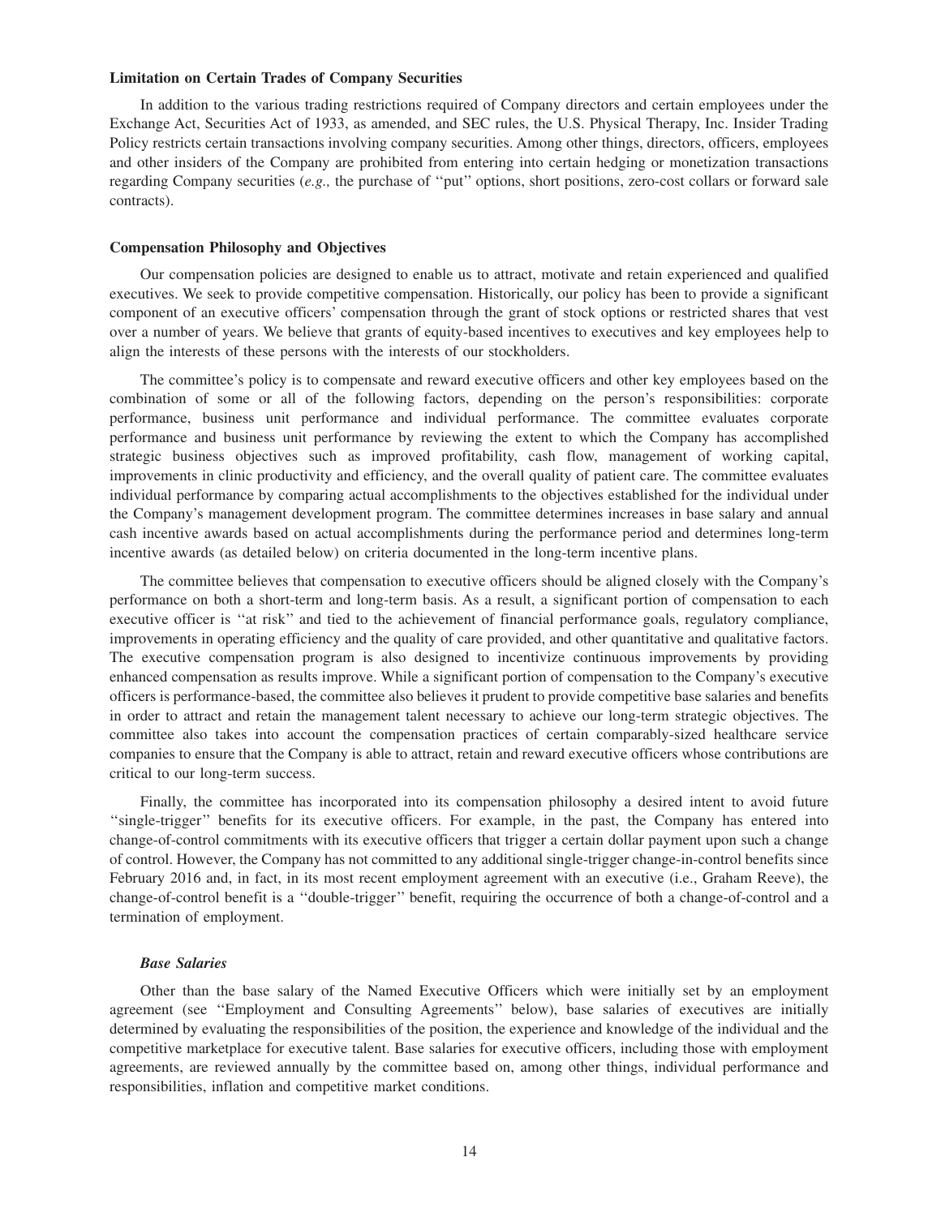**Limitation on Certain Trades of Company Securities**

In addition to the various trading restrictions required of Company directors and certain employees under the Exchange Act, Securities Act of 1933, as amended, and SEC rules, the U.S. Physical Therapy, Inc. Insider Trading Policy restricts certain transactions involving company securities. Among other things, directors, officers, employees and other insiders of the Company are prohibited from entering into certain hedging or monetization transactions regarding Company securities (*e.g.,* the purchase of ''put'' options, short positions, zero-cost collars or forward sale contracts).

**Compensation Philosophy and Objectives**

Our compensation policies are designed to enable us to attract, motivate and retain experienced and qualified executives. We seek to provide competitive compensation. Historically, our policy has been to provide a significant component of an executive officers' compensation through the grant of stock options or restricted shares that vest over a number of years. We believe that grants of equity-based incentives to executives and key employees help to align the interests of these persons with the interests of our stockholders.

The committee's policy is to compensate and reward executive officers and other key employees based on the combination of some or all of the following factors, depending on the person's responsibilities: corporate performance, business unit performance and individual performance. The committee evaluates corporate performance and business unit performance by reviewing the extent to which the Company has accomplished strategic business objectives such as improved profitability, cash flow, management of working capital, improvements in clinic productivity and efficiency, and the overall quality of patient care. The committee evaluates individual performance by comparing actual accomplishments to the objectives established for the individual under the Company's management development program. The committee determines increases in base salary and annual cash incentive awards based on actual accomplishments during the performance period and determines long-term incentive awards (as detailed below) on criteria documented in the long-term incentive plans.

The committee believes that compensation to executive officers should be aligned closely with the Company's performance on both a short-term and long-term basis. As a result, a significant portion of compensation to each executive officer is ''at risk'' and tied to the achievement of financial performance goals, regulatory compliance, improvements in operating efficiency and the quality of care provided, and other quantitative and qualitative factors. The executive compensation program is also designed to incentivize continuous improvements by providing enhanced compensation as results improve. While a significant portion of compensation to the Company's executive officers is performance-based, the committee also believes it prudent to provide competitive base salaries and benefits in order to attract and retain the management talent necessary to achieve our long-term strategic objectives. The committee also takes into account the compensation practices of certain comparably-sized healthcare service companies to ensure that the Company is able to attract, retain and reward executive officers whose contributions are critical to our long-term success.

Finally, the committee has incorporated into its compensation philosophy a desired intent to avoid future ''single-trigger'' benefits for its executive officers. For example, in the past, the Company has entered into change-of-control commitments with its executive officers that trigger a certain dollar payment upon such a change of control. However, the Company has not committed to any additional single-trigger change-in-control benefits since February 2016 and, in fact, in its most recent employment agreement with an executive (i.e., Graham Reeve), the change-of-control benefit is a ''double-trigger'' benefit, requiring the occurrence of both a change-of-control and a termination of employment.

***Base Salaries***

Other than the base salary of the Named Executive Officers which were initially set by an employment agreement (see ''Employment and Consulting Agreements'' below), base salaries of executives are initially determined by evaluating the responsibilities of the position, the experience and knowledge of the individual and the competitive marketplace for executive talent. Base salaries for executive officers, including those with employment agreements, are reviewed annually by the committee based on, among other things, individual performance and responsibilities, inflation and competitive market conditions.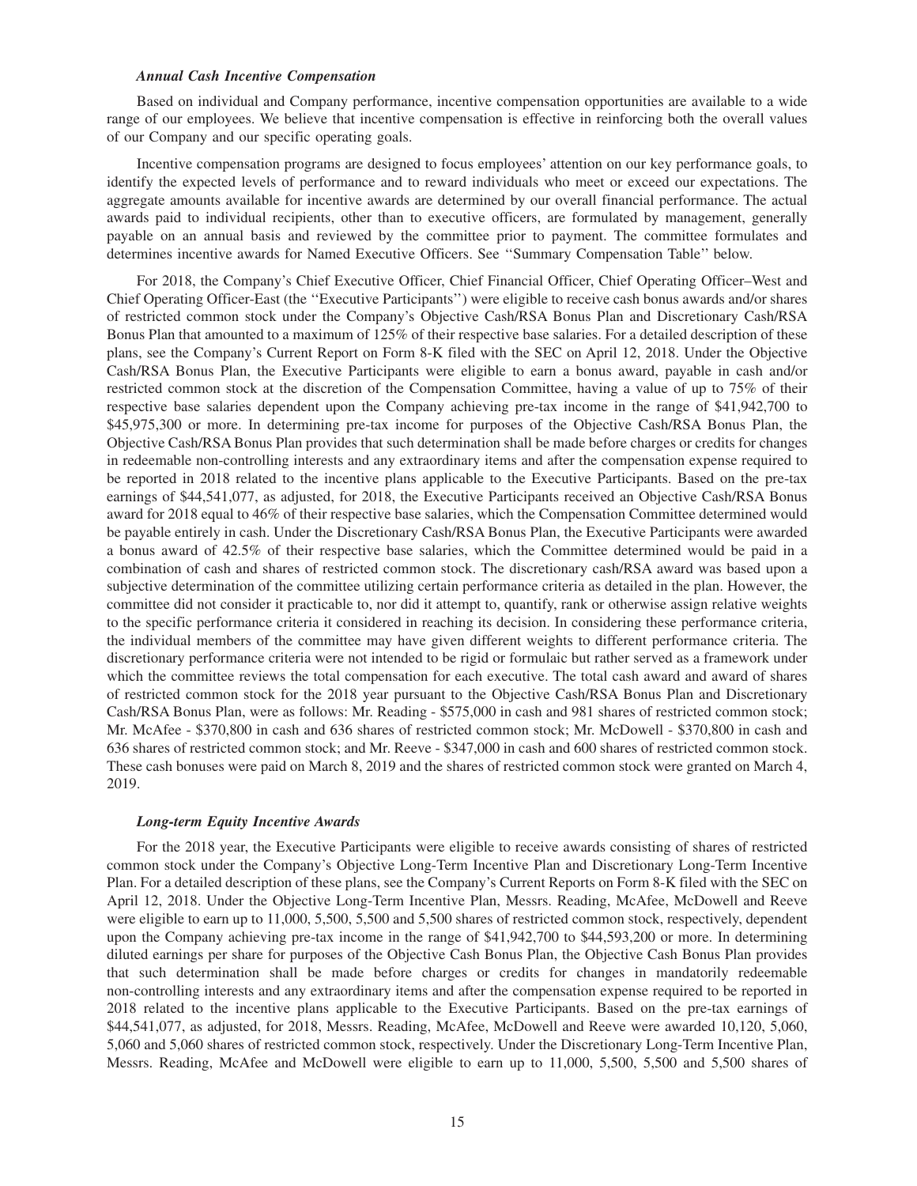### *Annual Cash Incentive Compensation*

Based on individual and Company performance, incentive compensation opportunities are available to a wide range of our employees. We believe that incentive compensation is effective in reinforcing both the overall values of our Company and our specific operating goals.

Incentive compensation programs are designed to focus employees' attention on our key performance goals, to identify the expected levels of performance and to reward individuals who meet or exceed our expectations. The aggregate amounts available for incentive awards are determined by our overall financial performance. The actual awards paid to individual recipients, other than to executive officers, are formulated by management, generally payable on an annual basis and reviewed by the committee prior to payment. The committee formulates and determines incentive awards for Named Executive Officers. See ''Summary Compensation Table'' below.

For 2018, the Company's Chief Executive Officer, Chief Financial Officer, Chief Operating Officer–West and Chief Operating Officer-East (the ''Executive Participants'') were eligible to receive cash bonus awards and/or shares of restricted common stock under the Company's Objective Cash/RSA Bonus Plan and Discretionary Cash/RSA Bonus Plan that amounted to a maximum of 125% of their respective base salaries. For a detailed description of these plans, see the Company's Current Report on Form 8-K filed with the SEC on April 12, 2018. Under the Objective Cash/RSA Bonus Plan, the Executive Participants were eligible to earn a bonus award, payable in cash and/or restricted common stock at the discretion of the Compensation Committee, having a value of up to 75% of their respective base salaries dependent upon the Company achieving pre-tax income in the range of $41,942,700 to $45,975,300 or more. In determining pre-tax income for purposes of the Objective Cash/RSA Bonus Plan, the Objective Cash/RSA Bonus Plan provides that such determination shall be made before charges or credits for changes in redeemable non-controlling interests and any extraordinary items and after the compensation expense required to be reported in 2018 related to the incentive plans applicable to the Executive Participants. Based on the pre-tax earnings of $44,541,077, as adjusted, for 2018, the Executive Participants received an Objective Cash/RSA Bonus award for 2018 equal to 46% of their respective base salaries, which the Compensation Committee determined would be payable entirely in cash. Under the Discretionary Cash/RSA Bonus Plan, the Executive Participants were awarded a bonus award of 42.5% of their respective base salaries, which the Committee determined would be paid in a combination of cash and shares of restricted common stock. The discretionary cash/RSA award was based upon a subjective determination of the committee utilizing certain performance criteria as detailed in the plan. However, the committee did not consider it practicable to, nor did it attempt to, quantify, rank or otherwise assign relative weights to the specific performance criteria it considered in reaching its decision. In considering these performance criteria, the individual members of the committee may have given different weights to different performance criteria. The discretionary performance criteria were not intended to be rigid or formulaic but rather served as a framework under which the committee reviews the total compensation for each executive. The total cash award and award of shares of restricted common stock for the 2018 year pursuant to the Objective Cash/RSA Bonus Plan and Discretionary Cash/RSA Bonus Plan, were as follows: Mr. Reading - $575,000 in cash and 981 shares of restricted common stock; Mr. McAfee - $370,800 in cash and 636 shares of restricted common stock; Mr. McDowell - $370,800 in cash and 636 shares of restricted common stock; and Mr. Reeve - $347,000 in cash and 600 shares of restricted common stock. These cash bonuses were paid on March 8, 2019 and the shares of restricted common stock were granted on March 4, 2019.

### *Long-term Equity Incentive Awards*

For the 2018 year, the Executive Participants were eligible to receive awards consisting of shares of restricted common stock under the Company's Objective Long-Term Incentive Plan and Discretionary Long-Term Incentive Plan. For a detailed description of these plans, see the Company's Current Reports on Form 8-K filed with the SEC on April 12, 2018. Under the Objective Long-Term Incentive Plan, Messrs. Reading, McAfee, McDowell and Reeve were eligible to earn up to 11,000, 5,500, 5,500 and 5,500 shares of restricted common stock, respectively, dependent upon the Company achieving pre-tax income in the range of $41,942,700 to $44,593,200 or more. In determining diluted earnings per share for purposes of the Objective Cash Bonus Plan, the Objective Cash Bonus Plan provides that such determination shall be made before charges or credits for changes in mandatorily redeemable non-controlling interests and any extraordinary items and after the compensation expense required to be reported in 2018 related to the incentive plans applicable to the Executive Participants. Based on the pre-tax earnings of $44,541,077, as adjusted, for 2018, Messrs. Reading, McAfee, McDowell and Reeve were awarded 10,120, 5,060, 5,060 and 5,060 shares of restricted common stock, respectively. Under the Discretionary Long-Term Incentive Plan, Messrs. Reading, McAfee and McDowell were eligible to earn up to 11,000, 5,500, 5,500 and 5,500 shares of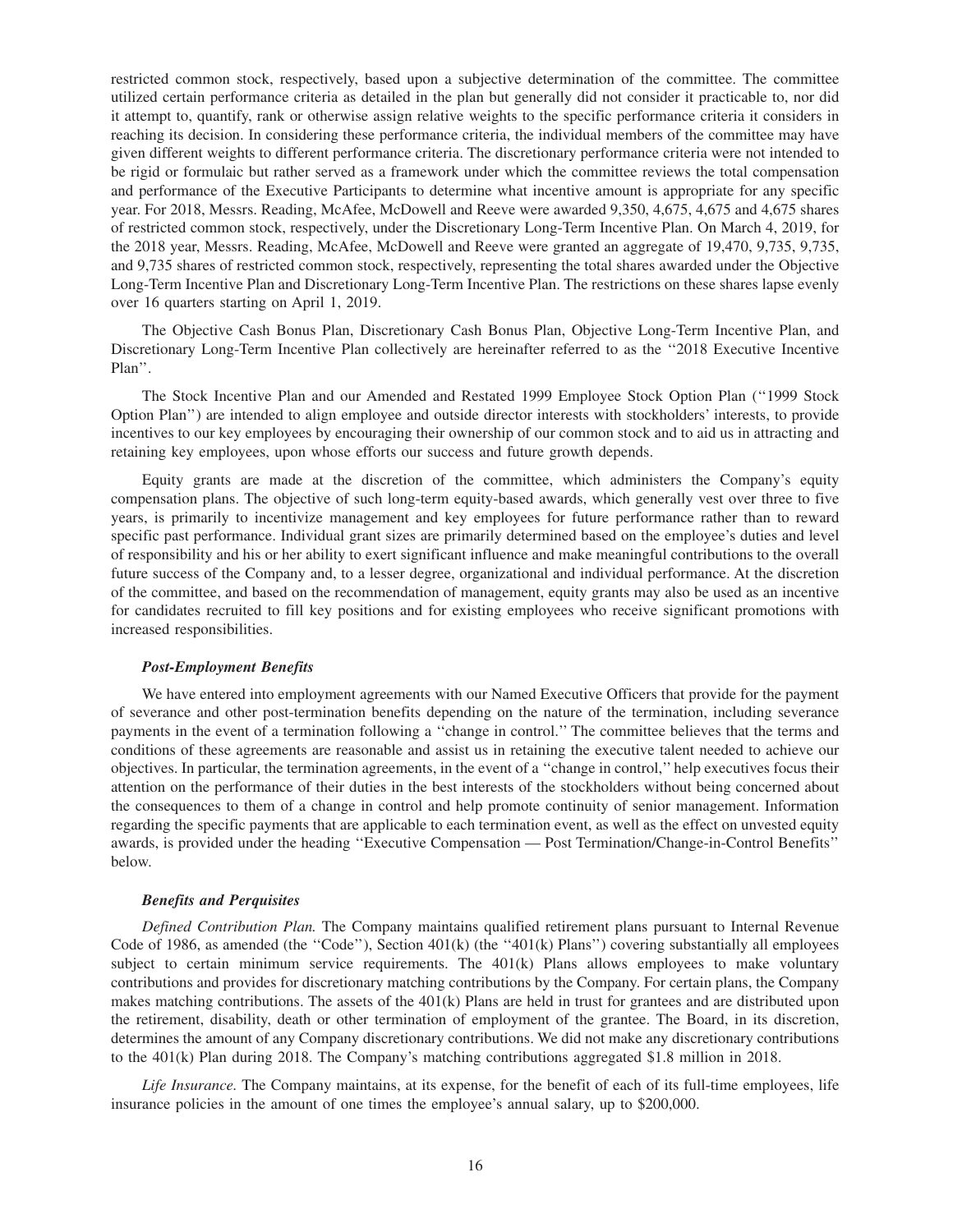restricted common stock, respectively, based upon a subjective determination of the committee. The committee utilized certain performance criteria as detailed in the plan but generally did not consider it practicable to, nor did it attempt to, quantify, rank or otherwise assign relative weights to the specific performance criteria it considers in reaching its decision. In considering these performance criteria, the individual members of the committee may have given different weights to different performance criteria. The discretionary performance criteria were not intended to be rigid or formulaic but rather served as a framework under which the committee reviews the total compensation and performance of the Executive Participants to determine what incentive amount is appropriate for any specific year. For 2018, Messrs. Reading, McAfee, McDowell and Reeve were awarded 9,350, 4,675, 4,675 and 4,675 shares of restricted common stock, respectively, under the Discretionary Long-Term Incentive Plan. On March 4, 2019, for the 2018 year, Messrs. Reading, McAfee, McDowell and Reeve were granted an aggregate of 19,470, 9,735, 9,735, and 9,735 shares of restricted common stock, respectively, representing the total shares awarded under the Objective Long-Term Incentive Plan and Discretionary Long-Term Incentive Plan. The restrictions on these shares lapse evenly over 16 quarters starting on April 1, 2019.

The Objective Cash Bonus Plan, Discretionary Cash Bonus Plan, Objective Long-Term Incentive Plan, and Discretionary Long-Term Incentive Plan collectively are hereinafter referred to as the "2018 Executive Incentive Plan".

The Stock Incentive Plan and our Amended and Restated 1999 Employee Stock Option Plan ("1999 Stock Option Plan") are intended to align employee and outside director interests with stockholders' interests, to provide incentives to our key employees by encouraging their ownership of our common stock and to aid us in attracting and retaining key employees, upon whose efforts our success and future growth depends.

Equity grants are made at the discretion of the committee, which administers the Company's equity compensation plans. The objective of such long-term equity-based awards, which generally vest over three to five years, is primarily to incentivize management and key employees for future performance rather than to reward specific past performance. Individual grant sizes are primarily determined based on the employee's duties and level of responsibility and his or her ability to exert significant influence and make meaningful contributions to the overall future success of the Company and, to a lesser degree, organizational and individual performance. At the discretion of the committee, and based on the recommendation of management, equity grants may also be used as an incentive for candidates recruited to fill key positions and for existing employees who receive significant promotions with increased responsibilities.

***Post-Employment Benefits***

We have entered into employment agreements with our Named Executive Officers that provide for the payment of severance and other post-termination benefits depending on the nature of the termination, including severance payments in the event of a termination following a "change in control." The committee believes that the terms and conditions of these agreements are reasonable and assist us in retaining the executive talent needed to achieve our objectives. In particular, the termination agreements, in the event of a "change in control," help executives focus their attention on the performance of their duties in the best interests of the stockholders without being concerned about the consequences to them of a change in control and help promote continuity of senior management. Information regarding the specific payments that are applicable to each termination event, as well as the effect on unvested equity awards, is provided under the heading "Executive Compensation — Post Termination/Change-in-Control Benefits" below.

***Benefits and Perquisites***

*Defined Contribution Plan.* The Company maintains qualified retirement plans pursuant to Internal Revenue Code of 1986, as amended (the "Code"), Section 401(k) (the "401(k) Plans") covering substantially all employees subject to certain minimum service requirements. The 401(k) Plans allows employees to make voluntary contributions and provides for discretionary matching contributions by the Company. For certain plans, the Company makes matching contributions. The assets of the 401(k) Plans are held in trust for grantees and are distributed upon the retirement, disability, death or other termination of employment of the grantee. The Board, in its discretion, determines the amount of any Company discretionary contributions. We did not make any discretionary contributions to the 401(k) Plan during 2018. The Company's matching contributions aggregated $1.8 million in 2018.

*Life Insurance.* The Company maintains, at its expense, for the benefit of each of its full-time employees, life insurance policies in the amount of one times the employee's annual salary, up to $200,000.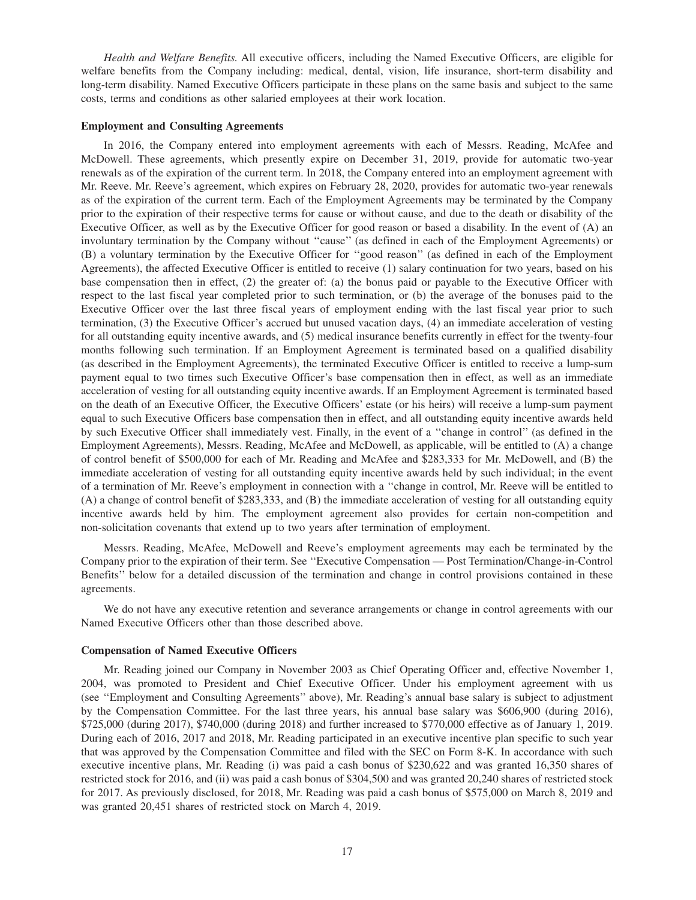*Health and Welfare Benefits.* All executive officers, including the Named Executive Officers, are eligible for welfare benefits from the Company including: medical, dental, vision, life insurance, short-term disability and long-term disability. Named Executive Officers participate in these plans on the same basis and subject to the same costs, terms and conditions as other salaried employees at their work location.

**Employment and Consulting Agreements**

In 2016, the Company entered into employment agreements with each of Messrs. Reading, McAfee and McDowell. These agreements, which presently expire on December 31, 2019, provide for automatic two-year renewals as of the expiration of the current term. In 2018, the Company entered into an employment agreement with Mr. Reeve. Mr. Reeve's agreement, which expires on February 28, 2020, provides for automatic two-year renewals as of the expiration of the current term. Each of the Employment Agreements may be terminated by the Company prior to the expiration of their respective terms for cause or without cause, and due to the death or disability of the Executive Officer, as well as by the Executive Officer for good reason or based a disability. In the event of (A) an involuntary termination by the Company without ''cause'' (as defined in each of the Employment Agreements) or (B) a voluntary termination by the Executive Officer for ''good reason'' (as defined in each of the Employment Agreements), the affected Executive Officer is entitled to receive (1) salary continuation for two years, based on his base compensation then in effect, (2) the greater of: (a) the bonus paid or payable to the Executive Officer with respect to the last fiscal year completed prior to such termination, or (b) the average of the bonuses paid to the Executive Officer over the last three fiscal years of employment ending with the last fiscal year prior to such termination, (3) the Executive Officer's accrued but unused vacation days, (4) an immediate acceleration of vesting for all outstanding equity incentive awards, and (5) medical insurance benefits currently in effect for the twenty-four months following such termination. If an Employment Agreement is terminated based on a qualified disability (as described in the Employment Agreements), the terminated Executive Officer is entitled to receive a lump-sum payment equal to two times such Executive Officer's base compensation then in effect, as well as an immediate acceleration of vesting for all outstanding equity incentive awards. If an Employment Agreement is terminated based on the death of an Executive Officer, the Executive Officers' estate (or his heirs) will receive a lump-sum payment equal to such Executive Officers base compensation then in effect, and all outstanding equity incentive awards held by such Executive Officer shall immediately vest. Finally, in the event of a ''change in control'' (as defined in the Employment Agreements), Messrs. Reading, McAfee and McDowell, as applicable, will be entitled to (A) a change of control benefit of $500,000 for each of Mr. Reading and McAfee and $283,333 for Mr. McDowell, and (B) the immediate acceleration of vesting for all outstanding equity incentive awards held by such individual; in the event of a termination of Mr. Reeve's employment in connection with a ''change in control, Mr. Reeve will be entitled to (A) a change of control benefit of $283,333, and (B) the immediate acceleration of vesting for all outstanding equity incentive awards held by him. The employment agreement also provides for certain non-competition and non-solicitation covenants that extend up to two years after termination of employment.

Messrs. Reading, McAfee, McDowell and Reeve's employment agreements may each be terminated by the Company prior to the expiration of their term. See ''Executive Compensation — Post Termination/Change-in-Control Benefits'' below for a detailed discussion of the termination and change in control provisions contained in these agreements.

We do not have any executive retention and severance arrangements or change in control agreements with our Named Executive Officers other than those described above.

**Compensation of Named Executive Officers**

Mr. Reading joined our Company in November 2003 as Chief Operating Officer and, effective November 1, 2004, was promoted to President and Chief Executive Officer. Under his employment agreement with us (see ''Employment and Consulting Agreements'' above), Mr. Reading's annual base salary is subject to adjustment by the Compensation Committee. For the last three years, his annual base salary was $606,900 (during 2016), $725,000 (during 2017), $740,000 (during 2018) and further increased to $770,000 effective as of January 1, 2019. During each of 2016, 2017 and 2018, Mr. Reading participated in an executive incentive plan specific to such year that was approved by the Compensation Committee and filed with the SEC on Form 8-K. In accordance with such executive incentive plans, Mr. Reading (i) was paid a cash bonus of $230,622 and was granted 16,350 shares of restricted stock for 2016, and (ii) was paid a cash bonus of $304,500 and was granted 20,240 shares of restricted stock for 2017. As previously disclosed, for 2018, Mr. Reading was paid a cash bonus of $575,000 on March 8, 2019 and was granted 20,451 shares of restricted stock on March 4, 2019.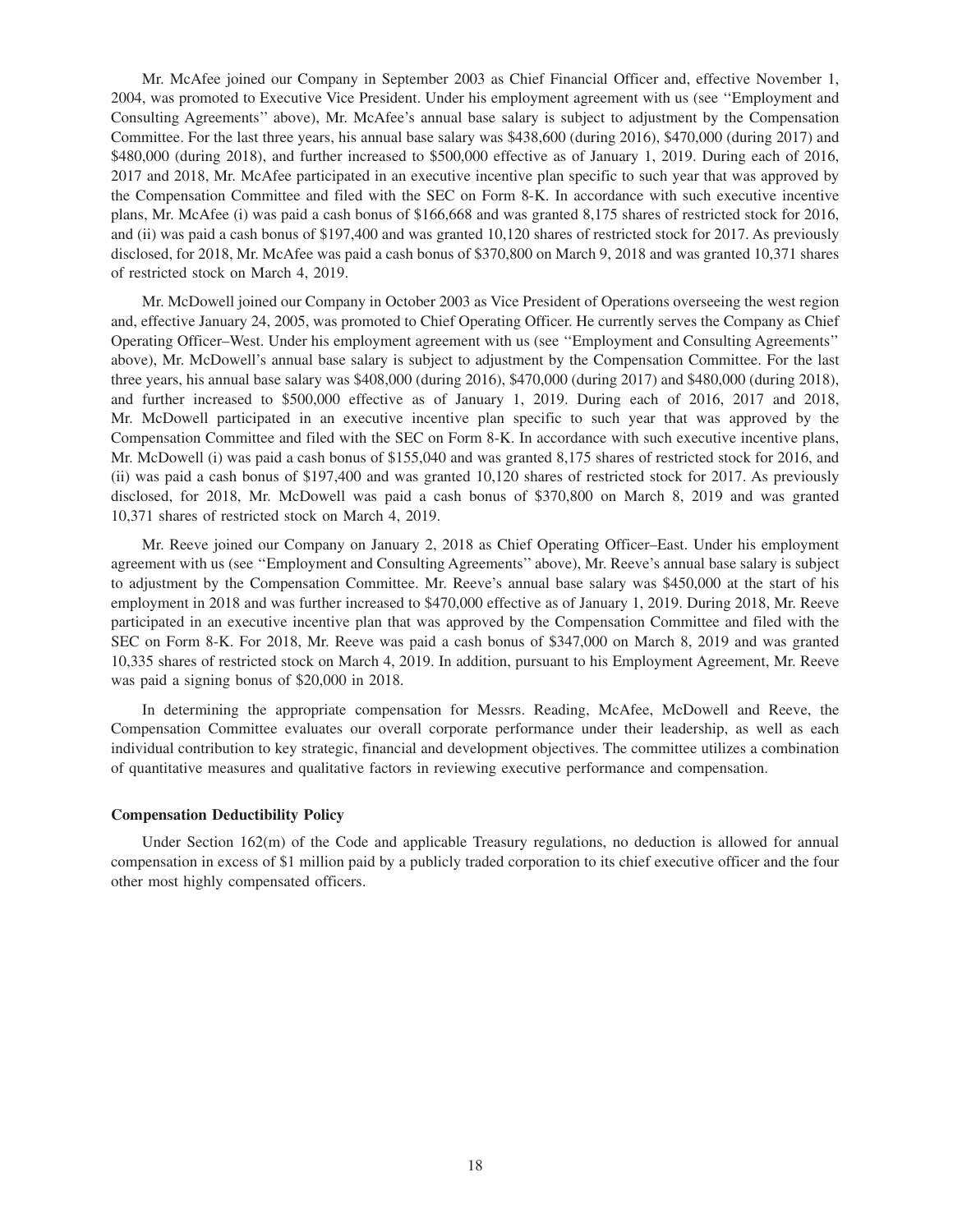Mr. McAfee joined our Company in September 2003 as Chief Financial Officer and, effective November 1, 2004, was promoted to Executive Vice President. Under his employment agreement with us (see ''Employment and Consulting Agreements'' above), Mr. McAfee's annual base salary is subject to adjustment by the Compensation Committee. For the last three years, his annual base salary was $438,600 (during 2016), $470,000 (during 2017) and $480,000 (during 2018), and further increased to $500,000 effective as of January 1, 2019. During each of 2016, 2017 and 2018, Mr. McAfee participated in an executive incentive plan specific to such year that was approved by the Compensation Committee and filed with the SEC on Form 8-K. In accordance with such executive incentive plans, Mr. McAfee (i) was paid a cash bonus of $166,668 and was granted 8,175 shares of restricted stock for 2016, and (ii) was paid a cash bonus of $197,400 and was granted 10,120 shares of restricted stock for 2017. As previously disclosed, for 2018, Mr. McAfee was paid a cash bonus of $370,800 on March 9, 2018 and was granted 10,371 shares of restricted stock on March 4, 2019.

Mr. McDowell joined our Company in October 2003 as Vice President of Operations overseeing the west region and, effective January 24, 2005, was promoted to Chief Operating Officer. He currently serves the Company as Chief Operating Officer–West. Under his employment agreement with us (see ''Employment and Consulting Agreements'' above), Mr. McDowell's annual base salary is subject to adjustment by the Compensation Committee. For the last three years, his annual base salary was $408,000 (during 2016), $470,000 (during 2017) and $480,000 (during 2018), and further increased to $500,000 effective as of January 1, 2019. During each of 2016, 2017 and 2018, Mr. McDowell participated in an executive incentive plan specific to such year that was approved by the Compensation Committee and filed with the SEC on Form 8-K. In accordance with such executive incentive plans, Mr. McDowell (i) was paid a cash bonus of $155,040 and was granted 8,175 shares of restricted stock for 2016, and (ii) was paid a cash bonus of $197,400 and was granted 10,120 shares of restricted stock for 2017. As previously disclosed, for 2018, Mr. McDowell was paid a cash bonus of $370,800 on March 8, 2019 and was granted 10,371 shares of restricted stock on March 4, 2019.

Mr. Reeve joined our Company on January 2, 2018 as Chief Operating Officer–East. Under his employment agreement with us (see ''Employment and Consulting Agreements'' above), Mr. Reeve's annual base salary is subject to adjustment by the Compensation Committee. Mr. Reeve's annual base salary was $450,000 at the start of his employment in 2018 and was further increased to $470,000 effective as of January 1, 2019. During 2018, Mr. Reeve participated in an executive incentive plan that was approved by the Compensation Committee and filed with the SEC on Form 8-K. For 2018, Mr. Reeve was paid a cash bonus of $347,000 on March 8, 2019 and was granted 10,335 shares of restricted stock on March 4, 2019. In addition, pursuant to his Employment Agreement, Mr. Reeve was paid a signing bonus of $20,000 in 2018.

In determining the appropriate compensation for Messrs. Reading, McAfee, McDowell and Reeve, the Compensation Committee evaluates our overall corporate performance under their leadership, as well as each individual contribution to key strategic, financial and development objectives. The committee utilizes a combination of quantitative measures and qualitative factors in reviewing executive performance and compensation.

**Compensation Deductibility Policy**

Under Section 162(m) of the Code and applicable Treasury regulations, no deduction is allowed for annual compensation in excess of $1 million paid by a publicly traded corporation to its chief executive officer and the four other most highly compensated officers.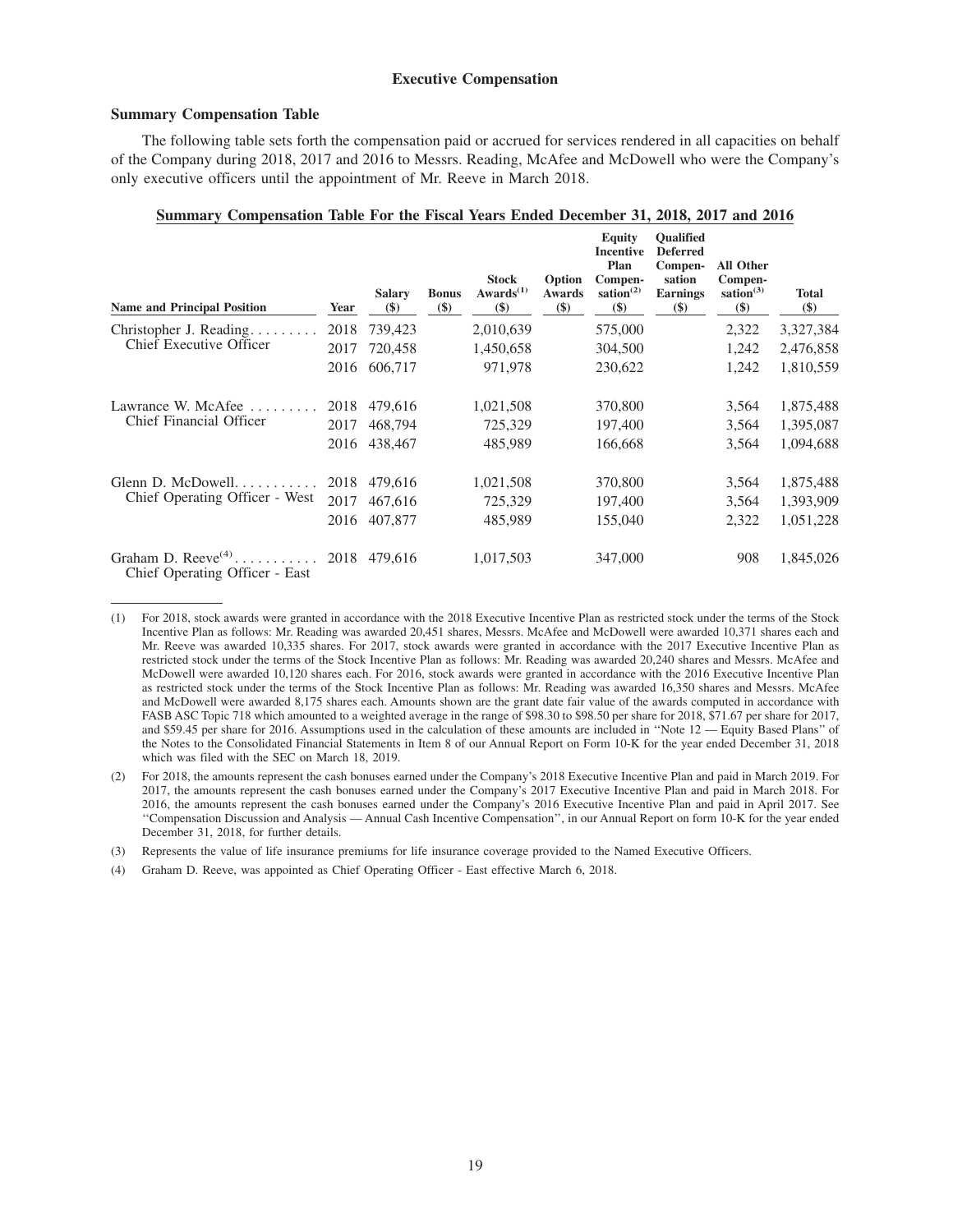## Executive Compensation

### Summary Compensation Table

The following table sets forth the compensation paid or accrued for services rendered in all capacities on behalf of the Company during 2018, 2017 and 2016 to Messrs. Reading, McAfee and McDowell who were the Company's only executive officers until the appointment of Mr. Reeve in March 2018.

**Summary Compensation Table For the Fiscal Years Ended December 31, 2018, 2017 and 2016**

| Name and Principal Position | Year | Salary ($) | Bonus ($) | Stock Awards[(1)] ($) | Option Awards ($) | Equity Incentive Plan Compensation[(2)] ($) | Qualified Deferred Compensation Earnings ($) | All Other Compensation[(3)] ($) | Total ($) |
|---|---|---|---|---|---|---|---|---|---|
| Christopher J. Reading<br>Chief Executive Officer | 2018 | 739,423 | | 2,010,639 | | 575,000 | | 2,322 | 3,327,384 |
| | 2017 | 720,458 | | 1,450,658 | | 304,500 | | 1,242 | 2,476,858 |
| | 2016 | 606,717 | | 971,978 | | 230,622 | | 1,242 | 1,810,559 |
| Lawrance W. McAfee<br>Chief Financial Officer | 2018 | 479,616 | | 1,021,508 | | 370,800 | | 3,564 | 1,875,488 |
| | 2017 | 468,794 | | 725,329 | | 197,400 | | 3,564 | 1,395,087 |
| | 2016 | 438,467 | | 485,989 | | 166,668 | | 3,564 | 1,094,688 |
| Glenn D. McDowell<br>Chief Operating Officer - West | 2018 | 479,616 | | 1,021,508 | | 370,800 | | 3,564 | 1,875,488 |
| | 2017 | 467,616 | | 725,329 | | 197,400 | | 3,564 | 1,393,909 |
| | 2016 | 407,877 | | 485,989 | | 155,040 | | 2,322 | 1,051,228 |
| Graham D. Reeve[(4)]<br>Chief Operating Officer - East | 2018 | 479,616 | | 1,017,503 | | 347,000 | | 908 | 1,845,026 |

(1) For 2018, stock awards were granted in accordance with the 2018 Executive Incentive Plan as restricted stock under the terms of the Stock Incentive Plan as follows: Mr. Reading was awarded 20,451 shares, Messrs. McAfee and McDowell were awarded 10,371 shares each and Mr. Reeve was awarded 10,335 shares. For 2017, stock awards were granted in accordance with the 2017 Executive Incentive Plan as restricted stock under the terms of the Stock Incentive Plan as follows: Mr. Reading was awarded 20,240 shares and Messrs. McAfee and McDowell were awarded 10,120 shares each. For 2016, stock awards were granted in accordance with the 2016 Executive Incentive Plan as restricted stock under the terms of the Stock Incentive Plan as follows: Mr. Reading was awarded 16,350 shares and Messrs. McAfee and McDowell were awarded 8,175 shares each. Amounts shown are the grant date fair value of the awards computed in accordance with FASB ASC Topic 718 which amounted to a weighted average in the range of $98.30 to $98.50 per share for 2018, $71.67 per share for 2017, and $59.45 per share for 2016. Assumptions used in the calculation of these amounts are included in "Note 12 — Equity Based Plans" of the Notes to the Consolidated Financial Statements in Item 8 of our Annual Report on Form 10-K for the year ended December 31, 2018 which was filed with the SEC on March 18, 2019.

(2) For 2018, the amounts represent the cash bonuses earned under the Company's 2018 Executive Incentive Plan and paid in March 2019. For 2017, the amounts represent the cash bonuses earned under the Company's 2017 Executive Incentive Plan and paid in March 2018. For 2016, the amounts represent the cash bonuses earned under the Company's 2016 Executive Incentive Plan and paid in April 2017. See "Compensation Discussion and Analysis — Annual Cash Incentive Compensation", in our Annual Report on form 10-K for the year ended December 31, 2018, for further details.

(3) Represents the value of life insurance premiums for life insurance coverage provided to the Named Executive Officers.

(4) Graham D. Reeve, was appointed as Chief Operating Officer - East effective March 6, 2018.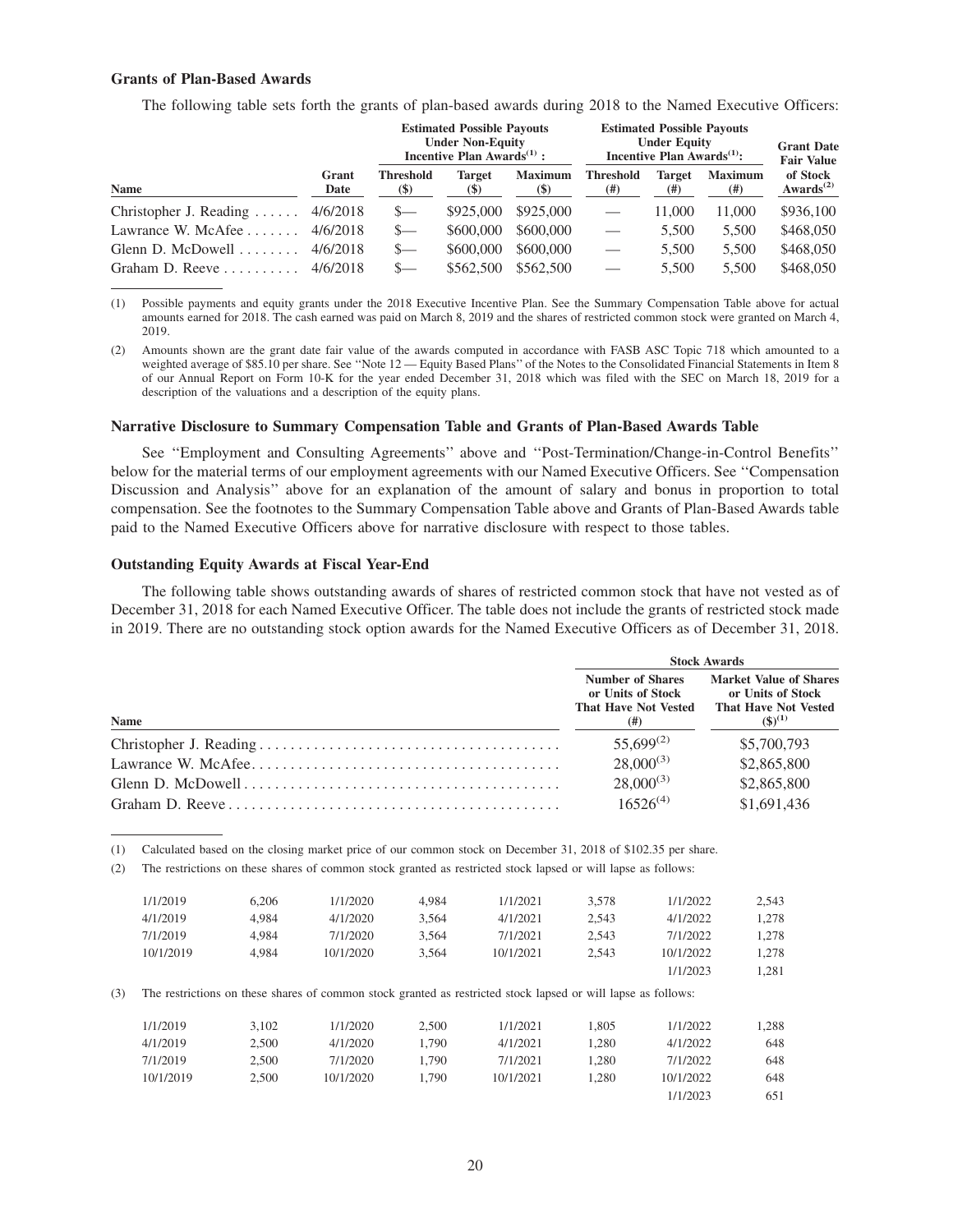### Grants of Plan-Based Awards

The following table sets forth the grants of plan-based awards during 2018 to the Named Executive Officers:

| | | Estimated Possible Payouts Under Non-Equity Incentive Plan Awards[(1)]: | | | Estimated Possible Payouts Under Equity Incentive Plan Awards[(1)]: | | | Grant Date Fair Value |
|---|---|---|---|---|---|---|---|---|
| Name | Grant Date | Threshold ($) | Target ($) | Maximum ($) | Threshold (#) | Target (#) | Maximum (#) | of Stock Awards[(2)] |
| Christopher J. Reading | 4/6/2018 | $— | $925,000 | $925,000 | — | 11,000 | 11,000 | $936,100 |
| Lawrance W. McAfee | 4/6/2018 | $— | $600,000 | $600,000 | — | 5,500 | 5,500 | $468,050 |
| Glenn D. McDowell | 4/6/2018 | $— | $600,000 | $600,000 | — | 5,500 | 5,500 | $468,050 |
| Graham D. Reeve | 4/6/2018 | $— | $562,500 | $562,500 | — | 5,500 | 5,500 | $468,050 |

(1) Possible payments and equity grants under the 2018 Executive Incentive Plan. See the Summary Compensation Table above for actual amounts earned for 2018. The cash earned was paid on March 8, 2019 and the shares of restricted common stock were granted on March 4, 2019.

(2) Amounts shown are the grant date fair value of the awards computed in accordance with FASB ASC Topic 718 which amounted to a weighted average of $85.10 per share. See ''Note 12 — Equity Based Plans'' of the Notes to the Consolidated Financial Statements in Item 8 of our Annual Report on Form 10-K for the year ended December 31, 2018 which was filed with the SEC on March 18, 2019 for a description of the valuations and a description of the equity plans.

### Narrative Disclosure to Summary Compensation Table and Grants of Plan-Based Awards Table

See ''Employment and Consulting Agreements'' above and ''Post-Termination/Change-in-Control Benefits'' below for the material terms of our employment agreements with our Named Executive Officers. See ''Compensation Discussion and Analysis'' above for an explanation of the amount of salary and bonus in proportion to total compensation. See the footnotes to the Summary Compensation Table above and Grants of Plan-Based Awards table paid to the Named Executive Officers above for narrative disclosure with respect to those tables.

### Outstanding Equity Awards at Fiscal Year-End

The following table shows outstanding awards of shares of restricted common stock that have not vested as of December 31, 2018 for each Named Executive Officer. The table does not include the grants of restricted stock made in 2019. There are no outstanding stock option awards for the Named Executive Officers as of December 31, 2018.

| | Stock Awards | |
|---|---|---|
| Name | Number of Shares or Units of Stock That Have Not Vested (#) | Market Value of Shares or Units of Stock That Have Not Vested ($)[(1)] |
| Christopher J. Reading | 55,699[(2)] | $5,700,793 |
| Lawrance W. McAfee | 28,000[(3)] | $2,865,800 |
| Glenn D. McDowell | 28,000[(3)] | $2,865,800 |
| Graham D. Reeve | 16526[(4)] | $1,691,436 |

(1) Calculated based on the closing market price of our common stock on December 31, 2018 of $102.35 per share.

(2) The restrictions on these shares of common stock granted as restricted stock lapsed or will lapse as follows:

| | | | | | | | |
|---|---|---|---|---|---|---|---|
| 1/1/2019 | 6,206 | 1/1/2020 | 4,984 | 1/1/2021 | 3,578 | 1/1/2022 | 2,543 |
| 4/1/2019 | 4,984 | 4/1/2020 | 3,564 | 4/1/2021 | 2,543 | 4/1/2022 | 1,278 |
| 7/1/2019 | 4,984 | 7/1/2020 | 3,564 | 7/1/2021 | 2,543 | 7/1/2022 | 1,278 |
| 10/1/2019 | 4,984 | 10/1/2020 | 3,564 | 10/1/2021 | 2,543 | 10/1/2022 | 1,278 |
| | | | | | | 1/1/2023 | 1,281 |

(3) The restrictions on these shares of common stock granted as restricted stock lapsed or will lapse as follows:

| | | | | | | | |
|---|---|---|---|---|---|---|---|
| 1/1/2019 | 3,102 | 1/1/2020 | 2,500 | 1/1/2021 | 1,805 | 1/1/2022 | 1,288 |
| 4/1/2019 | 2,500 | 4/1/2020 | 1,790 | 4/1/2021 | 1,280 | 4/1/2022 | 648 |
| 7/1/2019 | 2,500 | 7/1/2020 | 1,790 | 7/1/2021 | 1,280 | 7/1/2022 | 648 |
| 10/1/2019 | 2,500 | 10/1/2020 | 1,790 | 10/1/2021 | 1,280 | 10/1/2022 | 648 |
| | | | | | | 1/1/2023 | 651 |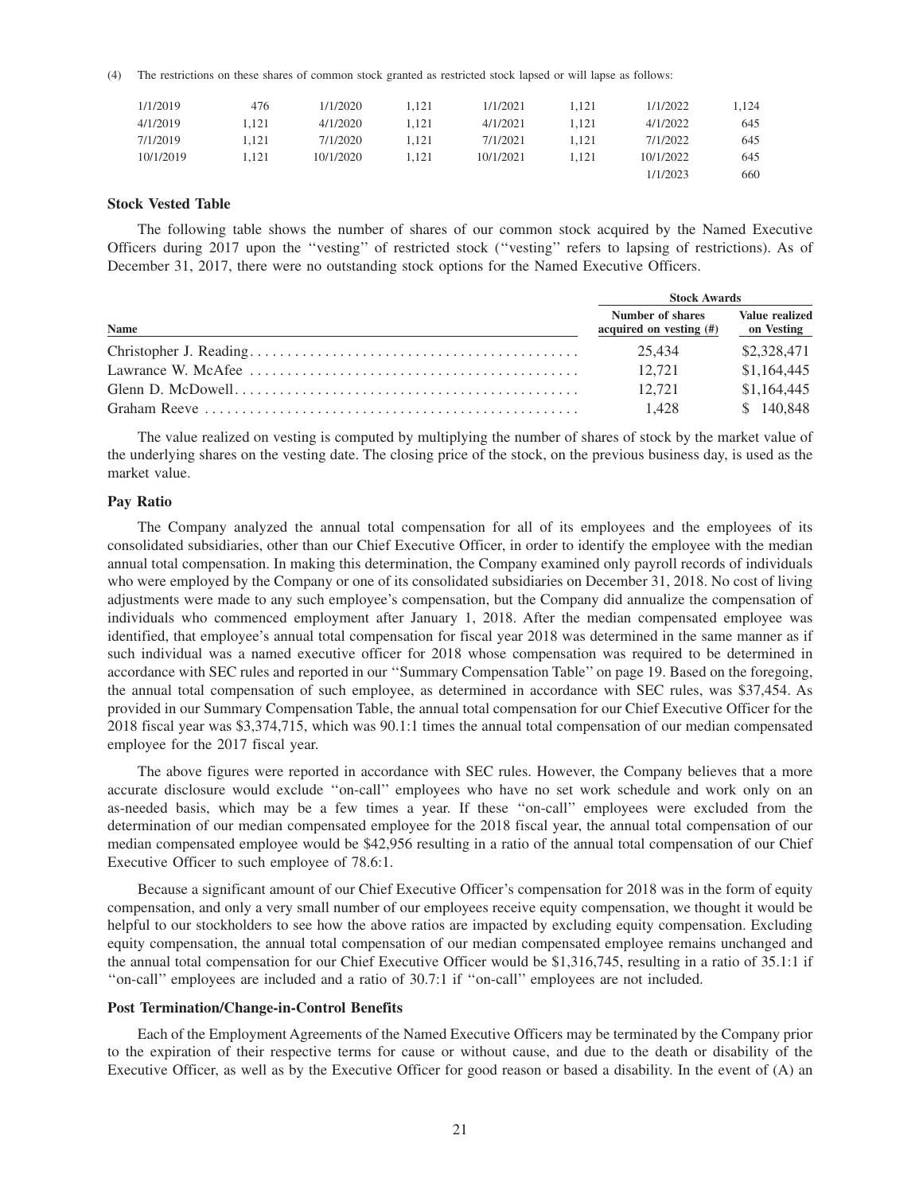(4) The restrictions on these shares of common stock granted as restricted stock lapsed or will lapse as follows:

| | | | | | | | |
|---|---|---|---|---|---|---|---|
| 1/1/2019 | 476 | 1/1/2020 | 1,121 | 1/1/2021 | 1,121 | 1/1/2022 | 1,124 |
| 4/1/2019 | 1,121 | 4/1/2020 | 1,121 | 4/1/2021 | 1,121 | 4/1/2022 | 645 |
| 7/1/2019 | 1,121 | 7/1/2020 | 1,121 | 7/1/2021 | 1,121 | 7/1/2022 | 645 |
| 10/1/2019 | 1,121 | 10/1/2020 | 1,121 | 10/1/2021 | 1,121 | 10/1/2022 | 645 |
| | | | | | | 1/1/2023 | 660 |

### Stock Vested Table

The following table shows the number of shares of our common stock acquired by the Named Executive Officers during 2017 upon the ''vesting'' of restricted stock (''vesting'' refers to lapsing of restrictions). As of December 31, 2017, there were no outstanding stock options for the Named Executive Officers.

| | Stock Awards | |
|---|---|---|
| Name | Number of shares acquired on vesting (#) | Value realized on Vesting |
| Christopher J. Reading | 25,434 | $2,328,471 |
| Lawrance W. McAfee | 12,721 | $1,164,445 |
| Glenn D. McDowell | 12,721 | $1,164,445 |
| Graham Reeve | 1,428 | $ 140,848 |

The value realized on vesting is computed by multiplying the number of shares of stock by the market value of the underlying shares on the vesting date. The closing price of the stock, on the previous business day, is used as the market value.

### Pay Ratio

The Company analyzed the annual total compensation for all of its employees and the employees of its consolidated subsidiaries, other than our Chief Executive Officer, in order to identify the employee with the median annual total compensation. In making this determination, the Company examined only payroll records of individuals who were employed by the Company or one of its consolidated subsidiaries on December 31, 2018. No cost of living adjustments were made to any such employee's compensation, but the Company did annualize the compensation of individuals who commenced employment after January 1, 2018. After the median compensated employee was identified, that employee's annual total compensation for fiscal year 2018 was determined in the same manner as if such individual was a named executive officer for 2018 whose compensation was required to be determined in accordance with SEC rules and reported in our ''Summary Compensation Table'' on page 19. Based on the foregoing, the annual total compensation of such employee, as determined in accordance with SEC rules, was $37,454. As provided in our Summary Compensation Table, the annual total compensation for our Chief Executive Officer for the 2018 fiscal year was $3,374,715, which was 90.1:1 times the annual total compensation of our median compensated employee for the 2017 fiscal year.

The above figures were reported in accordance with SEC rules. However, the Company believes that a more accurate disclosure would exclude ''on-call'' employees who have no set work schedule and work only on an as-needed basis, which may be a few times a year. If these ''on-call'' employees were excluded from the determination of our median compensated employee for the 2018 fiscal year, the annual total compensation of our median compensated employee would be $42,956 resulting in a ratio of the annual total compensation of our Chief Executive Officer to such employee of 78.6:1.

Because a significant amount of our Chief Executive Officer's compensation for 2018 was in the form of equity compensation, and only a very small number of our employees receive equity compensation, we thought it would be helpful to our stockholders to see how the above ratios are impacted by excluding equity compensation. Excluding equity compensation, the annual total compensation of our median compensated employee remains unchanged and the annual total compensation for our Chief Executive Officer would be $1,316,745, resulting in a ratio of 35.1:1 if ''on-call'' employees are included and a ratio of 30.7:1 if ''on-call'' employees are not included.

### Post Termination/Change-in-Control Benefits

Each of the Employment Agreements of the Named Executive Officers may be terminated by the Company prior to the expiration of their respective terms for cause or without cause, and due to the death or disability of the Executive Officer, as well as by the Executive Officer for good reason or based a disability. In the event of (A) an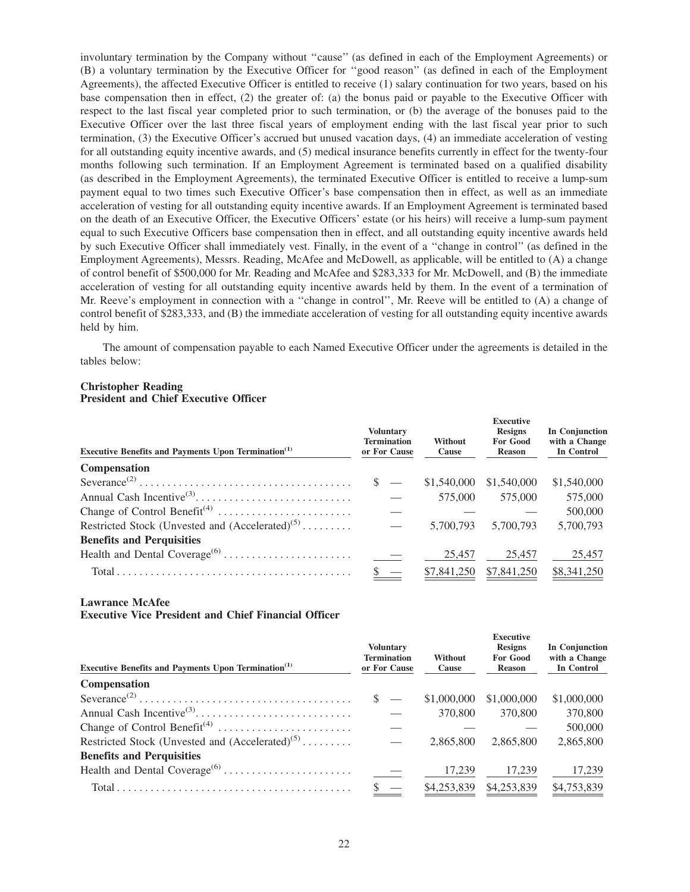involuntary termination by the Company without ''cause'' (as defined in each of the Employment Agreements) or (B) a voluntary termination by the Executive Officer for ''good reason'' (as defined in each of the Employment Agreements), the affected Executive Officer is entitled to receive (1) salary continuation for two years, based on his base compensation then in effect, (2) the greater of: (a) the bonus paid or payable to the Executive Officer with respect to the last fiscal year completed prior to such termination, or (b) the average of the bonuses paid to the Executive Officer over the last three fiscal years of employment ending with the last fiscal year prior to such termination, (3) the Executive Officer's accrued but unused vacation days, (4) an immediate acceleration of vesting for all outstanding equity incentive awards, and (5) medical insurance benefits currently in effect for the twenty-four months following such termination. If an Employment Agreement is terminated based on a qualified disability (as described in the Employment Agreements), the terminated Executive Officer is entitled to receive a lump-sum payment equal to two times such Executive Officer's base compensation then in effect, as well as an immediate acceleration of vesting for all outstanding equity incentive awards. If an Employment Agreement is terminated based on the death of an Executive Officer, the Executive Officers' estate (or his heirs) will receive a lump-sum payment equal to such Executive Officers base compensation then in effect, and all outstanding equity incentive awards held by such Executive Officer shall immediately vest. Finally, in the event of a ''change in control'' (as defined in the Employment Agreements), Messrs. Reading, McAfee and McDowell, as applicable, will be entitled to (A) a change of control benefit of $500,000 for Mr. Reading and McAfee and $283,333 for Mr. McDowell, and (B) the immediate acceleration of vesting for all outstanding equity incentive awards held by them. In the event of a termination of Mr. Reeve's employment in connection with a ''change in control'', Mr. Reeve will be entitled to (A) a change of control benefit of $283,333, and (B) the immediate acceleration of vesting for all outstanding equity incentive awards held by him.

The amount of compensation payable to each Named Executive Officer under the agreements is detailed in the tables below:

**Christopher Reading**
**President and Chief Executive Officer**

| Executive Benefits and Payments Upon Termination[1] | Voluntary Termination or For Cause | Without Cause | Executive Resigns For Good Reason | In Conjunction with a Change In Control |
|---|---|---|---|---|
| **Compensation** | | | | |
| Severance[2] | $ — | $1,540,000 | $1,540,000 | $1,540,000 |
| Annual Cash Incentive[3] | — | 575,000 | 575,000 | 575,000 |
| Change of Control Benefit[4] | — | — | — | 500,000 |
| Restricted Stock (Unvested and (Accelerated)[5] | — | 5,700,793 | 5,700,793 | 5,700,793 |
| **Benefits and Perquisities** | | | | |
| Health and Dental Coverage[6] | — | 25,457 | 25,457 | 25,457 |
| Total | $ — | $7,841,250 | $7,841,250 | $8,341,250 |

**Lawrance McAfee**
**Executive Vice President and Chief Financial Officer**

| Executive Benefits and Payments Upon Termination[1] | Voluntary Termination or For Cause | Without Cause | Executive Resigns For Good Reason | In Conjunction with a Change In Control |
|---|---|---|---|---|
| **Compensation** | | | | |
| Severance[2] | $ — | $1,000,000 | $1,000,000 | $1,000,000 |
| Annual Cash Incentive[3] | — | 370,800 | 370,800 | 370,800 |
| Change of Control Benefit[4] | — | — | — | 500,000 |
| Restricted Stock (Unvested and (Accelerated)[5] | — | 2,865,800 | 2,865,800 | 2,865,800 |
| **Benefits and Perquisities** | | | | |
| Health and Dental Coverage[6] | — | 17,239 | 17,239 | 17,239 |
| Total | $ — | $4,253,839 | $4,253,839 | $4,753,839 |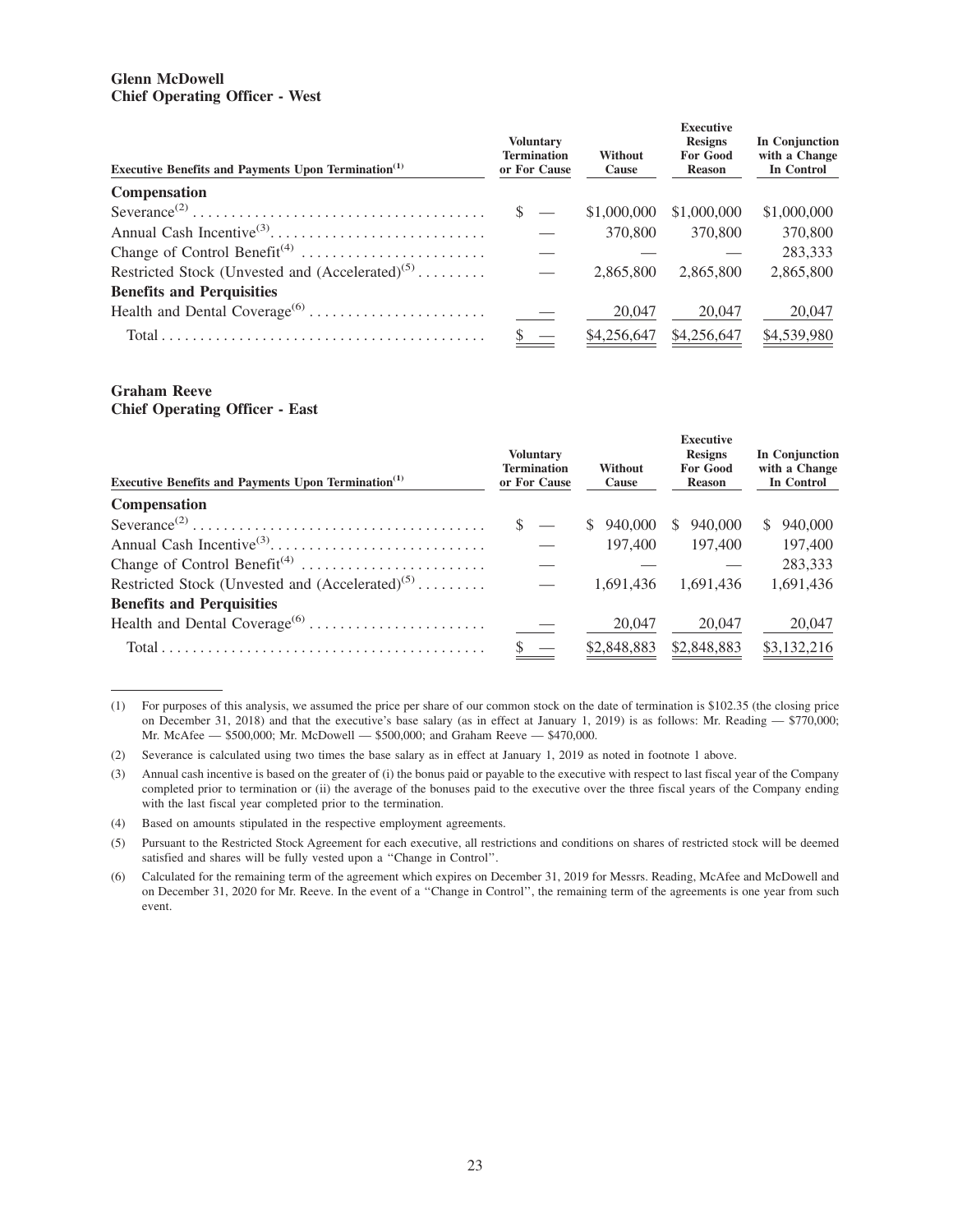**Glenn McDowell**
**Chief Operating Officer - West**

| Executive Benefits and Payments Upon Termination[(1)] | Voluntary Termination or For Cause | Without Cause | Executive Resigns For Good Reason | In Conjunction with a Change In Control |
|---|---|---|---|---|
| **Compensation** | | | | |
| Severance[(2)] | $ — | $1,000,000 | $1,000,000 | $1,000,000 |
| Annual Cash Incentive[(3)] | — | 370,800 | 370,800 | 370,800 |
| Change of Control Benefit[(4)] | — | — | — | 283,333 |
| Restricted Stock (Unvested and (Accelerated)[(5)] | — | 2,865,800 | 2,865,800 | 2,865,800 |
| **Benefits and Perquisities** | | | | |
| Health and Dental Coverage[(6)] | — | 20,047 | 20,047 | 20,047 |
| Total | $ — | $4,256,647 | $4,256,647 | $4,539,980 |

**Graham Reeve**
**Chief Operating Officer - East**

| Executive Benefits and Payments Upon Termination[(1)] | Voluntary Termination or For Cause | Without Cause | Executive Resigns For Good Reason | In Conjunction with a Change In Control |
|---|---|---|---|---|
| **Compensation** | | | | |
| Severance[(2)] | $ — | $ 940,000 | $ 940,000 | $ 940,000 |
| Annual Cash Incentive[(3)] | — | 197,400 | 197,400 | 197,400 |
| Change of Control Benefit[(4)] | — | — | — | 283,333 |
| Restricted Stock (Unvested and (Accelerated)[(5)] | — | 1,691,436 | 1,691,436 | 1,691,436 |
| **Benefits and Perquisities** | | | | |
| Health and Dental Coverage[(6)] | — | 20,047 | 20,047 | 20,047 |
| Total | $ — | $2,848,883 | $2,848,883 | $3,132,216 |

(1) For purposes of this analysis, we assumed the price per share of our common stock on the date of termination is $102.35 (the closing price on December 31, 2018) and that the executive's base salary (as in effect at January 1, 2019) is as follows: Mr. Reading — $770,000; Mr. McAfee — $500,000; Mr. McDowell — $500,000; and Graham Reeve — $470,000.

(2) Severance is calculated using two times the base salary as in effect at January 1, 2019 as noted in footnote 1 above.

(3) Annual cash incentive is based on the greater of (i) the bonus paid or payable to the executive with respect to last fiscal year of the Company completed prior to termination or (ii) the average of the bonuses paid to the executive over the three fiscal years of the Company ending with the last fiscal year completed prior to the termination.

(4) Based on amounts stipulated in the respective employment agreements.

(5) Pursuant to the Restricted Stock Agreement for each executive, all restrictions and conditions on shares of restricted stock will be deemed satisfied and shares will be fully vested upon a "Change in Control".

(6) Calculated for the remaining term of the agreement which expires on December 31, 2019 for Messrs. Reading, McAfee and McDowell and on December 31, 2020 for Mr. Reeve. In the event of a "Change in Control", the remaining term of the agreements is one year from such event.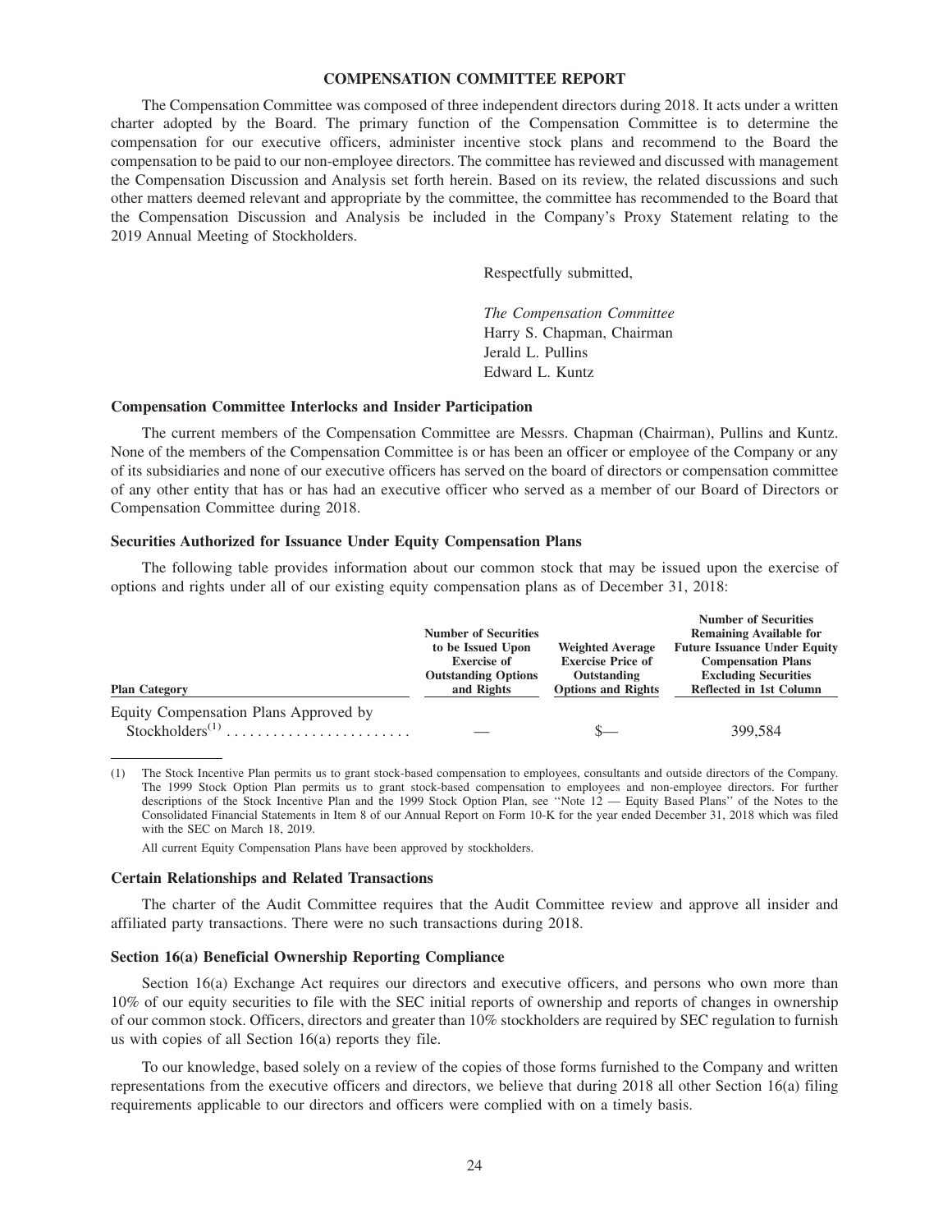## COMPENSATION COMMITTEE REPORT

The Compensation Committee was composed of three independent directors during 2018. It acts under a written charter adopted by the Board. The primary function of the Compensation Committee is to determine the compensation for our executive officers, administer incentive stock plans and recommend to the Board the compensation to be paid to our non-employee directors. The committee has reviewed and discussed with management the Compensation Discussion and Analysis set forth herein. Based on its review, the related discussions and such other matters deemed relevant and appropriate by the committee, the committee has recommended to the Board that the Compensation Discussion and Analysis be included in the Company's Proxy Statement relating to the 2019 Annual Meeting of Stockholders.

Respectfully submitted,

*The Compensation Committee*
Harry S. Chapman, Chairman
Jerald L. Pullins
Edward L. Kuntz

### Compensation Committee Interlocks and Insider Participation

The current members of the Compensation Committee are Messrs. Chapman (Chairman), Pullins and Kuntz. None of the members of the Compensation Committee is or has been an officer or employee of the Company or any of its subsidiaries and none of our executive officers has served on the board of directors or compensation committee of any other entity that has or has had an executive officer who served as a member of our Board of Directors or Compensation Committee during 2018.

### Securities Authorized for Issuance Under Equity Compensation Plans

The following table provides information about our common stock that may be issued upon the exercise of options and rights under all of our existing equity compensation plans as of December 31, 2018:

| Plan Category | Number of Securities to be Issued Upon Exercise of Outstanding Options and Rights | Weighted Average Exercise Price of Outstanding Options and Rights | Number of Securities Remaining Available for Future Issuance Under Equity Compensation Plans Excluding Securities Reflected in 1st Column |
|---|---|---|---|
| Equity Compensation Plans Approved by Stockholders[(1)] | — | $— | 399,584 |

(1) The Stock Incentive Plan permits us to grant stock-based compensation to employees, consultants and outside directors of the Company. The 1999 Stock Option Plan permits us to grant stock-based compensation to employees and non-employee directors. For further descriptions of the Stock Incentive Plan and the 1999 Stock Option Plan, see "Note 12 — Equity Based Plans" of the Notes to the Consolidated Financial Statements in Item 8 of our Annual Report on Form 10-K for the year ended December 31, 2018 which was filed with the SEC on March 18, 2019.

All current Equity Compensation Plans have been approved by stockholders.

### Certain Relationships and Related Transactions

The charter of the Audit Committee requires that the Audit Committee review and approve all insider and affiliated party transactions. There were no such transactions during 2018.

### Section 16(a) Beneficial Ownership Reporting Compliance

Section 16(a) Exchange Act requires our directors and executive officers, and persons who own more than 10% of our equity securities to file with the SEC initial reports of ownership and reports of changes in ownership of our common stock. Officers, directors and greater than 10% stockholders are required by SEC regulation to furnish us with copies of all Section 16(a) reports they file.

To our knowledge, based solely on a review of the copies of those forms furnished to the Company and written representations from the executive officers and directors, we believe that during 2018 all other Section 16(a) filing requirements applicable to our directors and officers were complied with on a timely basis.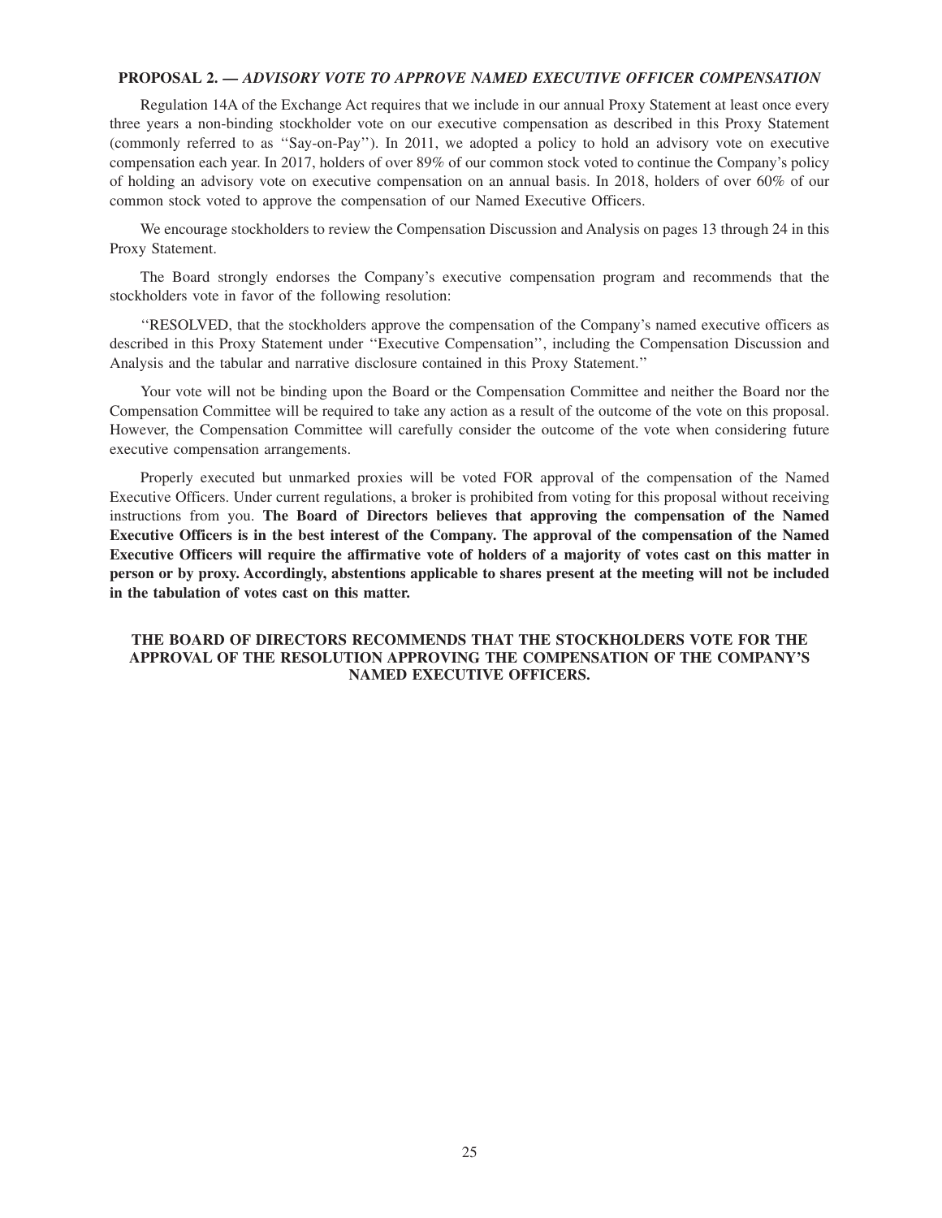**PROPOSAL 2. — *ADVISORY VOTE TO APPROVE NAMED EXECUTIVE OFFICER COMPENSATION***

Regulation 14A of the Exchange Act requires that we include in our annual Proxy Statement at least once every three years a non-binding stockholder vote on our executive compensation as described in this Proxy Statement (commonly referred to as ''Say-on-Pay''). In 2011, we adopted a policy to hold an advisory vote on executive compensation each year. In 2017, holders of over 89% of our common stock voted to continue the Company's policy of holding an advisory vote on executive compensation on an annual basis. In 2018, holders of over 60% of our common stock voted to approve the compensation of our Named Executive Officers.

We encourage stockholders to review the Compensation Discussion and Analysis on pages 13 through 24 in this Proxy Statement.

The Board strongly endorses the Company's executive compensation program and recommends that the stockholders vote in favor of the following resolution:

''RESOLVED, that the stockholders approve the compensation of the Company's named executive officers as described in this Proxy Statement under ''Executive Compensation'', including the Compensation Discussion and Analysis and the tabular and narrative disclosure contained in this Proxy Statement.''

Your vote will not be binding upon the Board or the Compensation Committee and neither the Board nor the Compensation Committee will be required to take any action as a result of the outcome of the vote on this proposal. However, the Compensation Committee will carefully consider the outcome of the vote when considering future executive compensation arrangements.

Properly executed but unmarked proxies will be voted FOR approval of the compensation of the Named Executive Officers. Under current regulations, a broker is prohibited from voting for this proposal without receiving instructions from you. **The Board of Directors believes that approving the compensation of the Named Executive Officers is in the best interest of the Company. The approval of the compensation of the Named Executive Officers will require the affirmative vote of holders of a majority of votes cast on this matter in person or by proxy. Accordingly, abstentions applicable to shares present at the meeting will not be included in the tabulation of votes cast on this matter.**

**THE BOARD OF DIRECTORS RECOMMENDS THAT THE STOCKHOLDERS VOTE FOR THE APPROVAL OF THE RESOLUTION APPROVING THE COMPENSATION OF THE COMPANY'S NAMED EXECUTIVE OFFICERS.**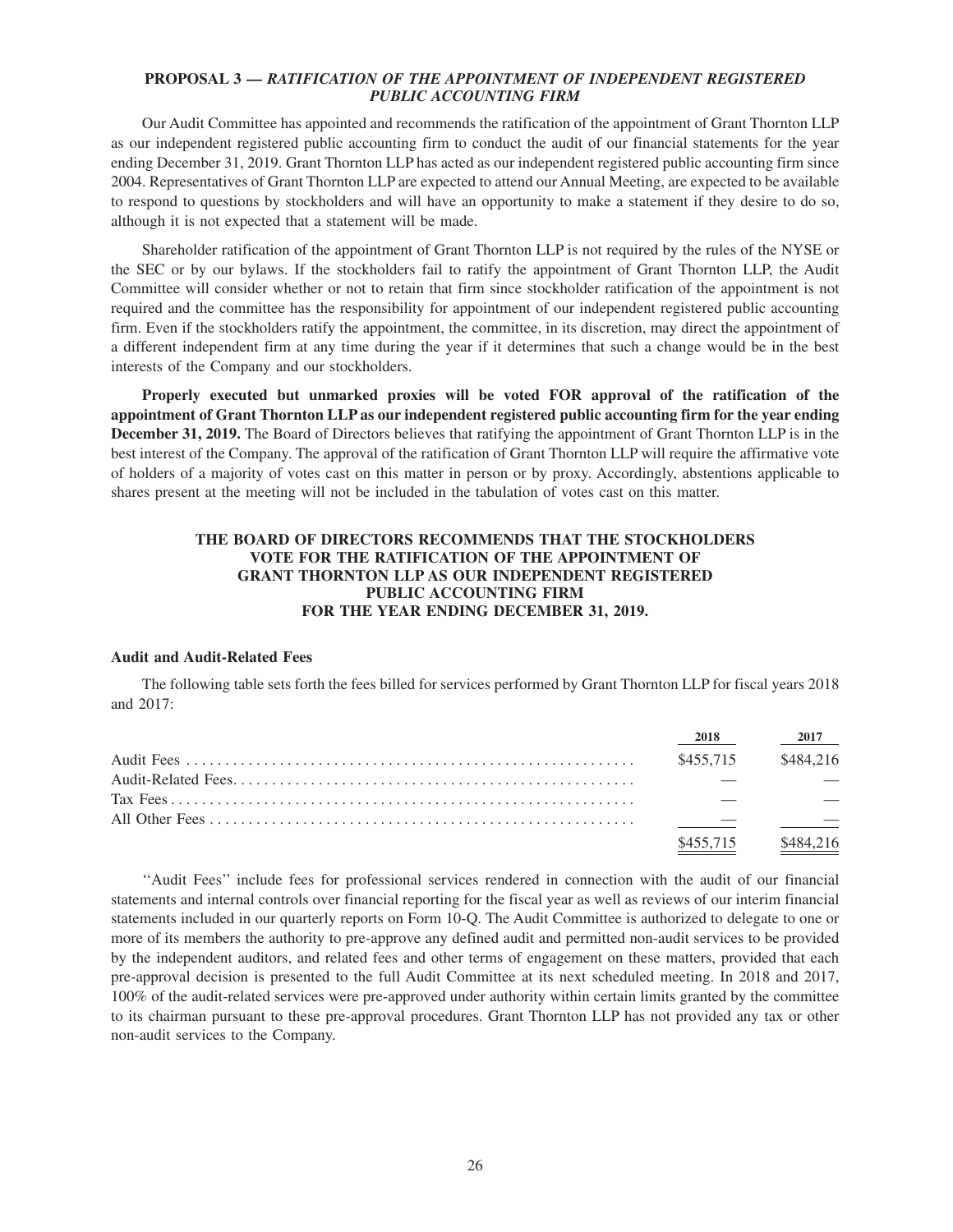## PROPOSAL 3 — *RATIFICATION OF THE APPOINTMENT OF INDEPENDENT REGISTERED PUBLIC ACCOUNTING FIRM*

Our Audit Committee has appointed and recommends the ratification of the appointment of Grant Thornton LLP as our independent registered public accounting firm to conduct the audit of our financial statements for the year ending December 31, 2019. Grant Thornton LLP has acted as our independent registered public accounting firm since 2004. Representatives of Grant Thornton LLP are expected to attend our Annual Meeting, are expected to be available to respond to questions by stockholders and will have an opportunity to make a statement if they desire to do so, although it is not expected that a statement will be made.

Shareholder ratification of the appointment of Grant Thornton LLP is not required by the rules of the NYSE or the SEC or by our bylaws. If the stockholders fail to ratify the appointment of Grant Thornton LLP, the Audit Committee will consider whether or not to retain that firm since stockholder ratification of the appointment is not required and the committee has the responsibility for appointment of our independent registered public accounting firm. Even if the stockholders ratify the appointment, the committee, in its discretion, may direct the appointment of a different independent firm at any time during the year if it determines that such a change would be in the best interests of the Company and our stockholders.

**Properly executed but unmarked proxies will be voted FOR approval of the ratification of the appointment of Grant Thornton LLP as our independent registered public accounting firm for the year ending December 31, 2019.** The Board of Directors believes that ratifying the appointment of Grant Thornton LLP is in the best interest of the Company. The approval of the ratification of Grant Thornton LLP will require the affirmative vote of holders of a majority of votes cast on this matter in person or by proxy. Accordingly, abstentions applicable to shares present at the meeting will not be included in the tabulation of votes cast on this matter.

**THE BOARD OF DIRECTORS RECOMMENDS THAT THE STOCKHOLDERS VOTE FOR THE RATIFICATION OF THE APPOINTMENT OF GRANT THORNTON LLP AS OUR INDEPENDENT REGISTERED PUBLIC ACCOUNTING FIRM FOR THE YEAR ENDING DECEMBER 31, 2019.**

### Audit and Audit-Related Fees

The following table sets forth the fees billed for services performed by Grant Thornton LLP for fiscal years 2018 and 2017:

| | 2018 | 2017 |
|---|---|---|
| Audit Fees | $455,715 | $484,216 |
| Audit-Related Fees | — | — |
| Tax Fees | — | — |
| All Other Fees | — | — |
| | $455,715 | $484,216 |

"Audit Fees" include fees for professional services rendered in connection with the audit of our financial statements and internal controls over financial reporting for the fiscal year as well as reviews of our interim financial statements included in our quarterly reports on Form 10-Q. The Audit Committee is authorized to delegate to one or more of its members the authority to pre-approve any defined audit and permitted non-audit services to be provided by the independent auditors, and related fees and other terms of engagement on these matters, provided that each pre-approval decision is presented to the full Audit Committee at its next scheduled meeting. In 2018 and 2017, 100% of the audit-related services were pre-approved under authority within certain limits granted by the committee to its chairman pursuant to these pre-approval procedures. Grant Thornton LLP has not provided any tax or other non-audit services to the Company.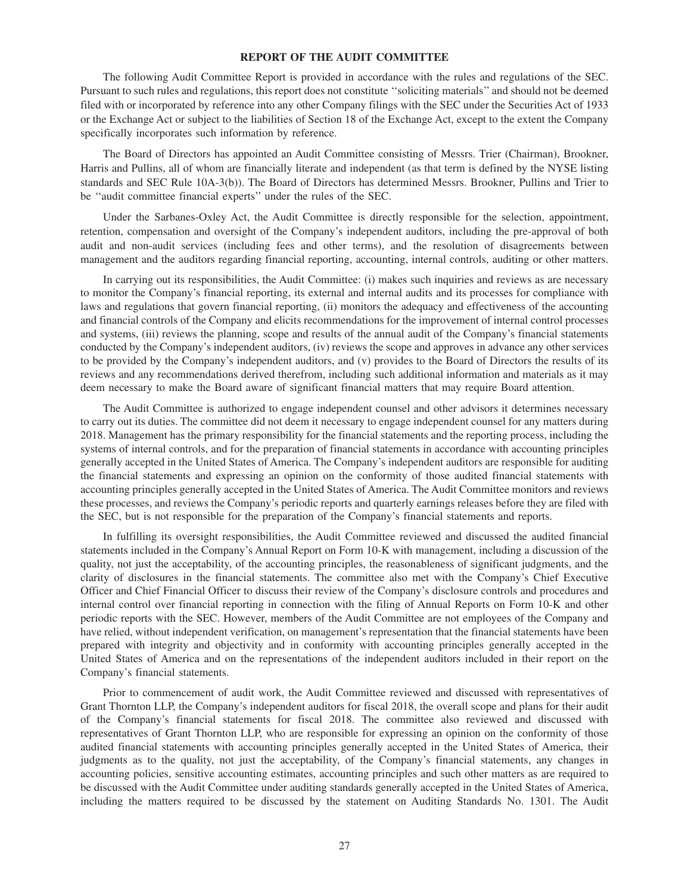## REPORT OF THE AUDIT COMMITTEE

The following Audit Committee Report is provided in accordance with the rules and regulations of the SEC. Pursuant to such rules and regulations, this report does not constitute ''soliciting materials'' and should not be deemed filed with or incorporated by reference into any other Company filings with the SEC under the Securities Act of 1933 or the Exchange Act or subject to the liabilities of Section 18 of the Exchange Act, except to the extent the Company specifically incorporates such information by reference.

The Board of Directors has appointed an Audit Committee consisting of Messrs. Trier (Chairman), Brookner, Harris and Pullins, all of whom are financially literate and independent (as that term is defined by the NYSE listing standards and SEC Rule 10A-3(b)). The Board of Directors has determined Messrs. Brookner, Pullins and Trier to be ''audit committee financial experts'' under the rules of the SEC.

Under the Sarbanes-Oxley Act, the Audit Committee is directly responsible for the selection, appointment, retention, compensation and oversight of the Company's independent auditors, including the pre-approval of both audit and non-audit services (including fees and other terms), and the resolution of disagreements between management and the auditors regarding financial reporting, accounting, internal controls, auditing or other matters.

In carrying out its responsibilities, the Audit Committee: (i) makes such inquiries and reviews as are necessary to monitor the Company's financial reporting, its external and internal audits and its processes for compliance with laws and regulations that govern financial reporting, (ii) monitors the adequacy and effectiveness of the accounting and financial controls of the Company and elicits recommendations for the improvement of internal control processes and systems, (iii) reviews the planning, scope and results of the annual audit of the Company's financial statements conducted by the Company's independent auditors, (iv) reviews the scope and approves in advance any other services to be provided by the Company's independent auditors, and (v) provides to the Board of Directors the results of its reviews and any recommendations derived therefrom, including such additional information and materials as it may deem necessary to make the Board aware of significant financial matters that may require Board attention.

The Audit Committee is authorized to engage independent counsel and other advisors it determines necessary to carry out its duties. The committee did not deem it necessary to engage independent counsel for any matters during 2018. Management has the primary responsibility for the financial statements and the reporting process, including the systems of internal controls, and for the preparation of financial statements in accordance with accounting principles generally accepted in the United States of America. The Company's independent auditors are responsible for auditing the financial statements and expressing an opinion on the conformity of those audited financial statements with accounting principles generally accepted in the United States of America. The Audit Committee monitors and reviews these processes, and reviews the Company's periodic reports and quarterly earnings releases before they are filed with the SEC, but is not responsible for the preparation of the Company's financial statements and reports.

In fulfilling its oversight responsibilities, the Audit Committee reviewed and discussed the audited financial statements included in the Company's Annual Report on Form 10-K with management, including a discussion of the quality, not just the acceptability, of the accounting principles, the reasonableness of significant judgments, and the clarity of disclosures in the financial statements. The committee also met with the Company's Chief Executive Officer and Chief Financial Officer to discuss their review of the Company's disclosure controls and procedures and internal control over financial reporting in connection with the filing of Annual Reports on Form 10-K and other periodic reports with the SEC. However, members of the Audit Committee are not employees of the Company and have relied, without independent verification, on management's representation that the financial statements have been prepared with integrity and objectivity and in conformity with accounting principles generally accepted in the United States of America and on the representations of the independent auditors included in their report on the Company's financial statements.

Prior to commencement of audit work, the Audit Committee reviewed and discussed with representatives of Grant Thornton LLP, the Company's independent auditors for fiscal 2018, the overall scope and plans for their audit of the Company's financial statements for fiscal 2018. The committee also reviewed and discussed with representatives of Grant Thornton LLP, who are responsible for expressing an opinion on the conformity of those audited financial statements with accounting principles generally accepted in the United States of America, their judgments as to the quality, not just the acceptability, of the Company's financial statements, any changes in accounting policies, sensitive accounting estimates, accounting principles and such other matters as are required to be discussed with the Audit Committee under auditing standards generally accepted in the United States of America, including the matters required to be discussed by the statement on Auditing Standards No. 1301. The Audit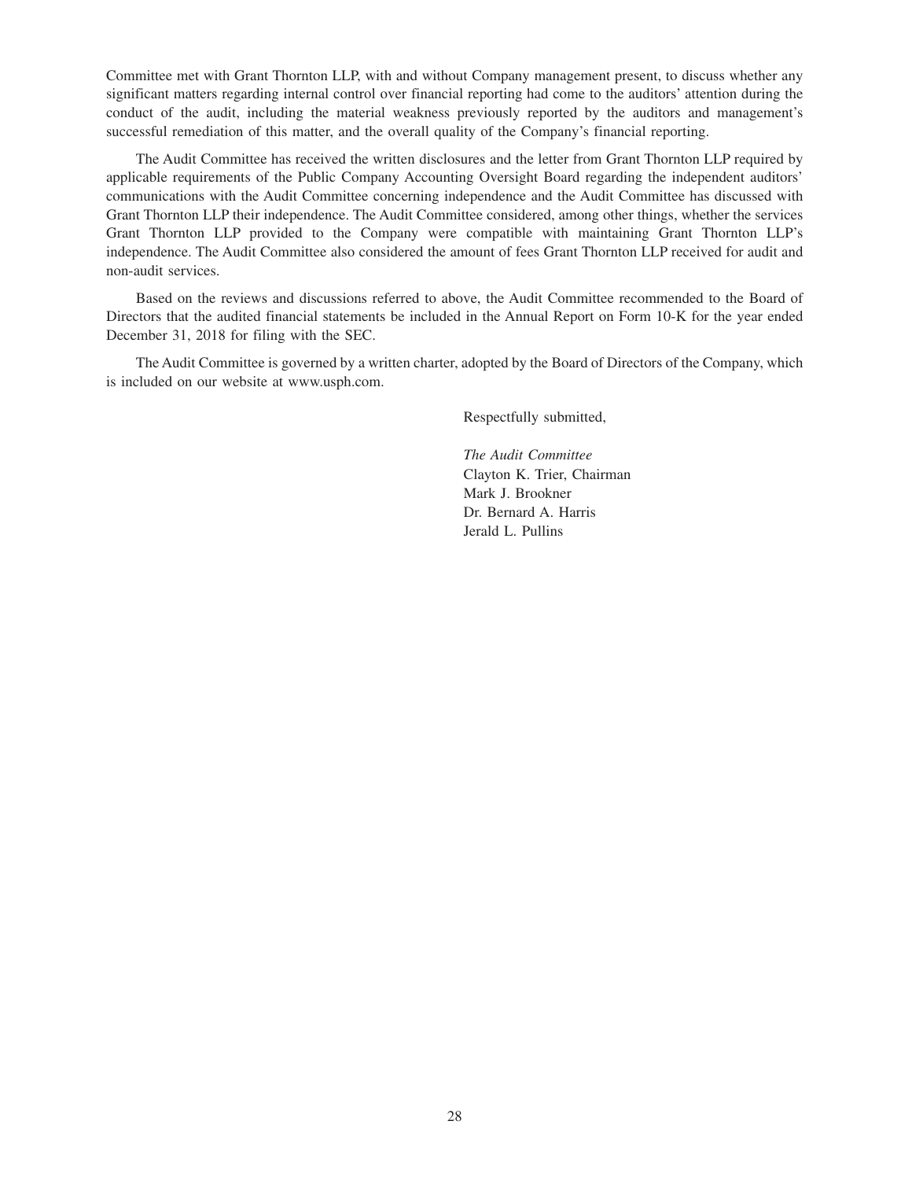Committee met with Grant Thornton LLP, with and without Company management present, to discuss whether any significant matters regarding internal control over financial reporting had come to the auditors' attention during the conduct of the audit, including the material weakness previously reported by the auditors and management's successful remediation of this matter, and the overall quality of the Company's financial reporting.

The Audit Committee has received the written disclosures and the letter from Grant Thornton LLP required by applicable requirements of the Public Company Accounting Oversight Board regarding the independent auditors' communications with the Audit Committee concerning independence and the Audit Committee has discussed with Grant Thornton LLP their independence. The Audit Committee considered, among other things, whether the services Grant Thornton LLP provided to the Company were compatible with maintaining Grant Thornton LLP's independence. The Audit Committee also considered the amount of fees Grant Thornton LLP received for audit and non-audit services.

Based on the reviews and discussions referred to above, the Audit Committee recommended to the Board of Directors that the audited financial statements be included in the Annual Report on Form 10-K for the year ended December 31, 2018 for filing with the SEC.

The Audit Committee is governed by a written charter, adopted by the Board of Directors of the Company, which is included on our website at www.usph.com.

Respectfully submitted,

*The Audit Committee*
Clayton K. Trier, Chairman
Mark J. Brookner
Dr. Bernard A. Harris
Jerald L. Pullins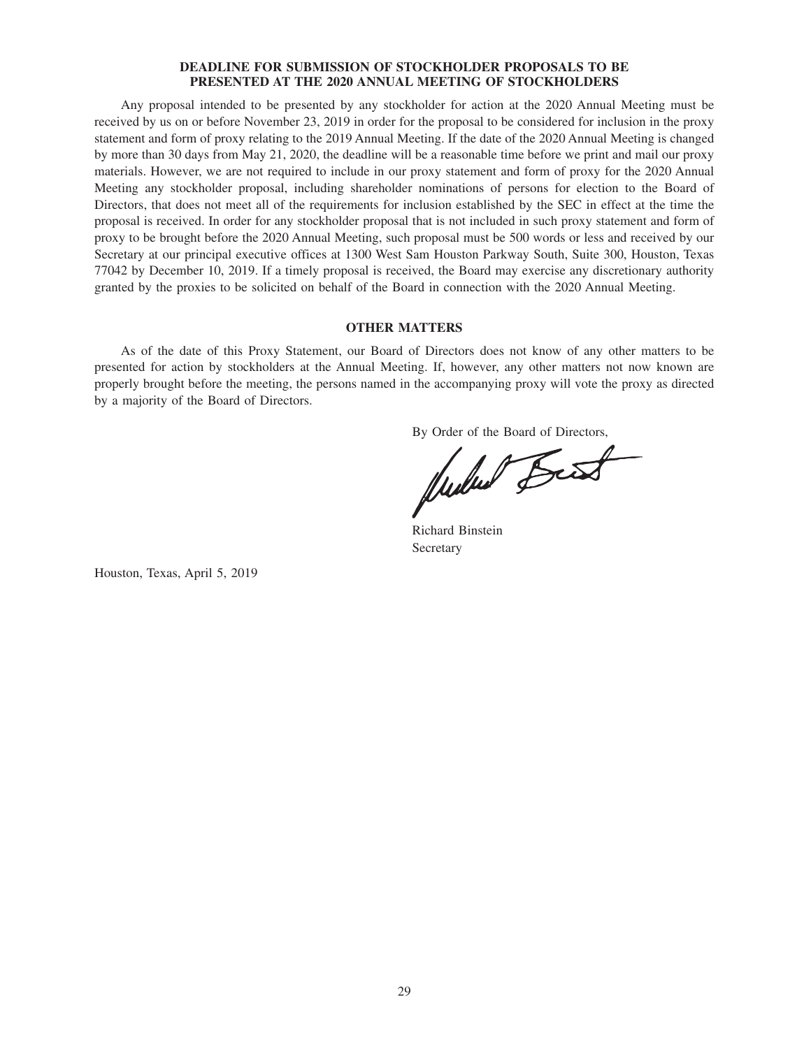## DEADLINE FOR SUBMISSION OF STOCKHOLDER PROPOSALS TO BE PRESENTED AT THE 2020 ANNUAL MEETING OF STOCKHOLDERS

Any proposal intended to be presented by any stockholder for action at the 2020 Annual Meeting must be received by us on or before November 23, 2019 in order for the proposal to be considered for inclusion in the proxy statement and form of proxy relating to the 2019 Annual Meeting. If the date of the 2020 Annual Meeting is changed by more than 30 days from May 21, 2020, the deadline will be a reasonable time before we print and mail our proxy materials. However, we are not required to include in our proxy statement and form of proxy for the 2020 Annual Meeting any stockholder proposal, including shareholder nominations of persons for election to the Board of Directors, that does not meet all of the requirements for inclusion established by the SEC in effect at the time the proposal is received. In order for any stockholder proposal that is not included in such proxy statement and form of proxy to be brought before the 2020 Annual Meeting, such proposal must be 500 words or less and received by our Secretary at our principal executive offices at 1300 West Sam Houston Parkway South, Suite 300, Houston, Texas 77042 by December 10, 2019. If a timely proposal is received, the Board may exercise any discretionary authority granted by the proxies to be solicited on behalf of the Board in connection with the 2020 Annual Meeting.

## OTHER MATTERS

As of the date of this Proxy Statement, our Board of Directors does not know of any other matters to be presented for action by stockholders at the Annual Meeting. If, however, any other matters not now known are properly brought before the meeting, the persons named in the accompanying proxy will vote the proxy as directed by a majority of the Board of Directors.

By Order of the Board of Directors,

Richard Binstein
Secretary

Houston, Texas, April 5, 2019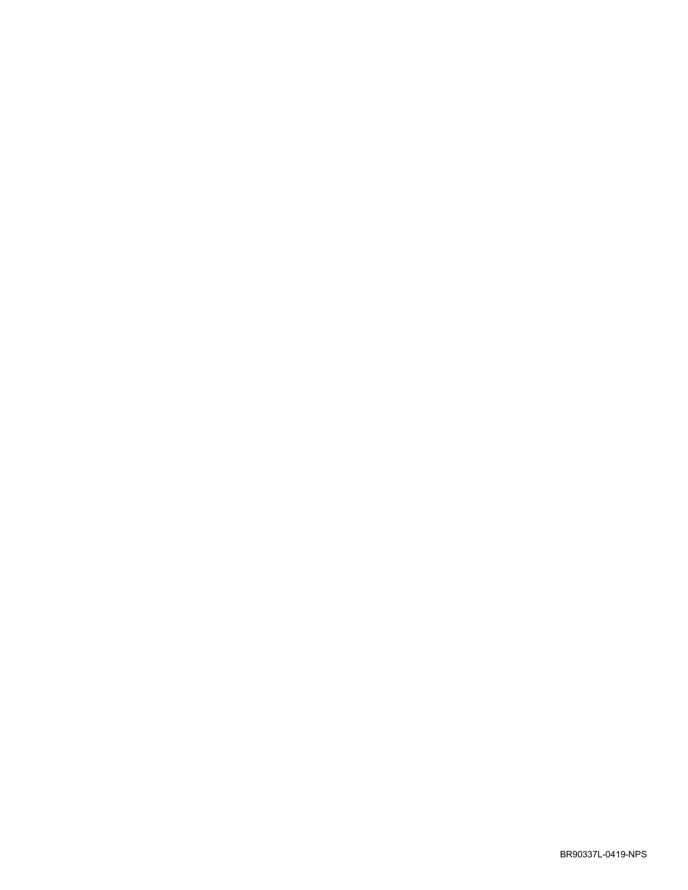BR90337L-0419-NPS